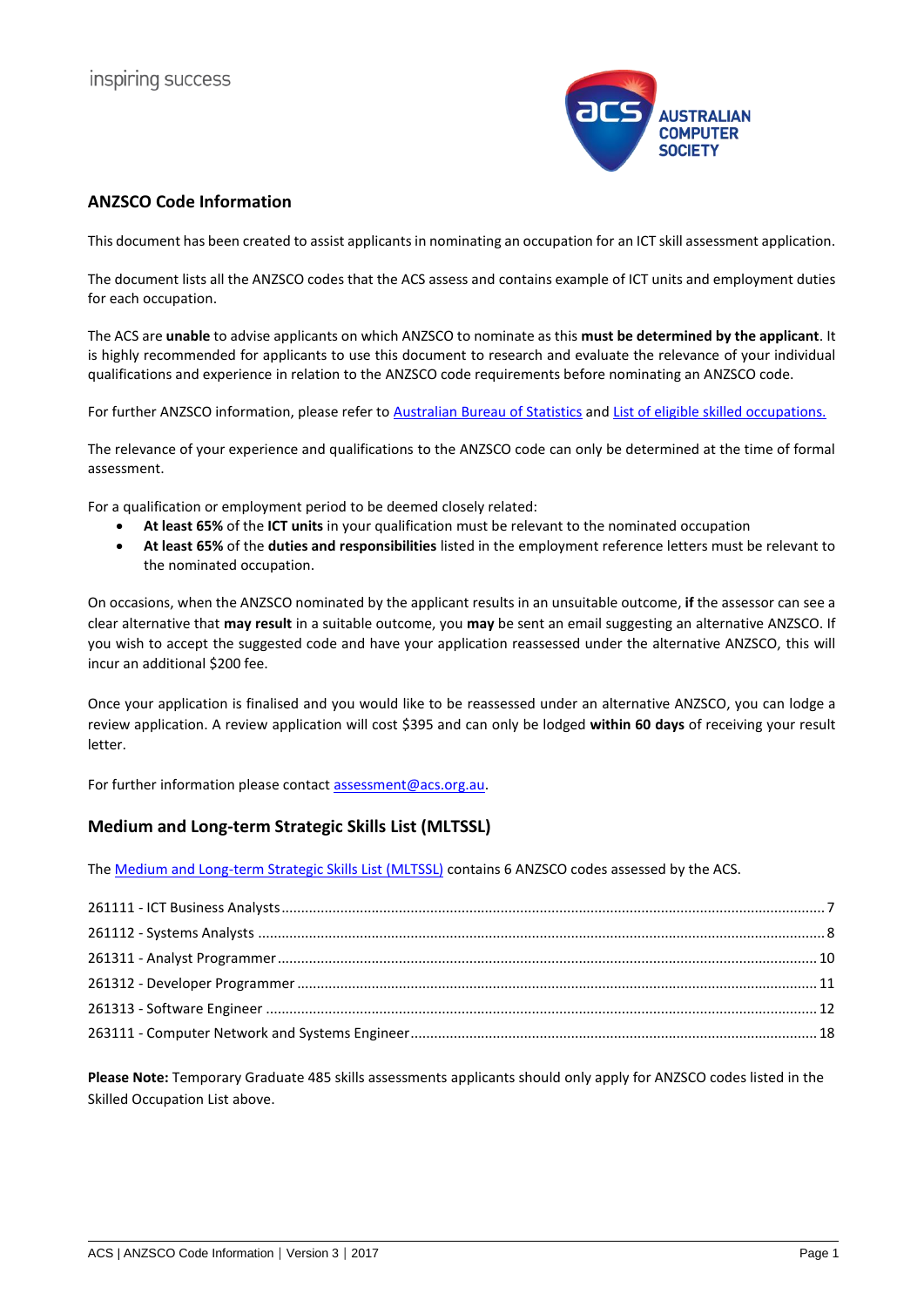inspiring success

AUSTRALIAN COMPUTER SOCIETY

## ANZSCO Code Information

This document has been created to assist applicants in nominating an occupation for an ICT skill assessment application.

The document lists all the ANZSCO codes that the ACS assess and contains example of ICT units and employment duties for each occupation.

The ACS are **unable** to advise applicants on which ANZSCO to nominate as this **must be determined by the applicant**. It is highly recommended for applicants to use this document to research and evaluate the relevance of your individual qualifications and experience in relation to the ANZSCO code requirements before nominating an ANZSCO code.

For further ANZSCO information, please refer to Australian Bureau of Statistics and List of eligible skilled occupations.

The relevance of your experience and qualifications to the ANZSCO code can only be determined at the time of formal assessment.

For a qualification or employment period to be deemed closely related:

- **At least 65%** of the **ICT units** in your qualification must be relevant to the nominated occupation
- **At least 65%** of the **duties and responsibilities** listed in the employment reference letters must be relevant to the nominated occupation.

On occasions, when the ANZSCO nominated by the applicant results in an unsuitable outcome, **if** the assessor can see a clear alternative that **may result** in a suitable outcome, you **may** be sent an email suggesting an alternative ANZSCO. If you wish to accept the suggested code and have your application reassessed under the alternative ANZSCO, this will incur an additional $200 fee.

Once your application is finalised and you would like to be reassessed under an alternative ANZSCO, you can lodge a review application. A review application will cost $395 and can only be lodged **within 60 days** of receiving your result letter.

For further information please contact assessment@acs.org.au.

## Medium and Long-term Strategic Skills List (MLTSSL)

The Medium and Long-term Strategic Skills List (MLTSSL) contains 6 ANZSCO codes assessed by the ACS.

- 261111 - ICT Business Analysts ........ 7
- 261112 - Systems Analysts ........ 8
- 261311 - Analyst Programmer ........ 10
- 261312 - Developer Programmer ........ 11
- 261313 - Software Engineer ........ 12
- 263111 - Computer Network and Systems Engineer ........ 18

**Please Note:** Temporary Graduate 485 skills assessments applicants should only apply for ANZSCO codes listed in the Skilled Occupation List above.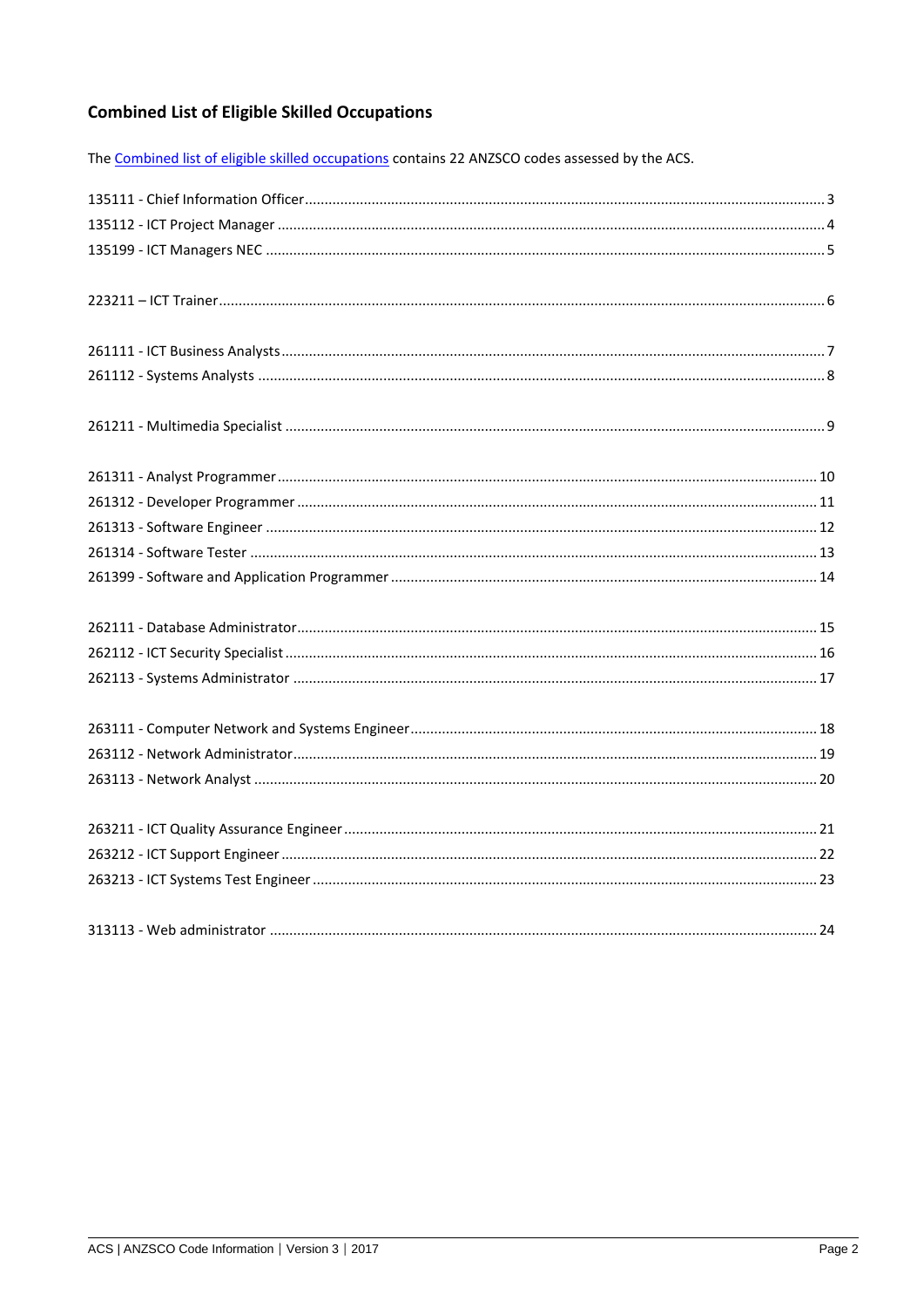## Combined List of Eligible Skilled Occupations

The Combined list of eligible skilled occupations contains 22 ANZSCO codes assessed by the ACS.

135111 - Chief Information Officer .......... 3
135112 - ICT Project Manager .......... 4
135199 - ICT Managers NEC .......... 5

223211 – ICT Trainer .......... 6

261111 - ICT Business Analysts .......... 7
261112 - Systems Analysts .......... 8

261211 - Multimedia Specialist .......... 9

261311 - Analyst Programmer .......... 10
261312 - Developer Programmer .......... 11
261313 - Software Engineer .......... 12
261314 - Software Tester .......... 13
261399 - Software and Application Programmer .......... 14

262111 - Database Administrator .......... 15
262112 - ICT Security Specialist .......... 16
262113 - Systems Administrator .......... 17

263111 - Computer Network and Systems Engineer .......... 18
263112 - Network Administrator .......... 19
263113 - Network Analyst .......... 20

263211 - ICT Quality Assurance Engineer .......... 21
263212 - ICT Support Engineer .......... 22
263213 - ICT Systems Test Engineer .......... 23

313113 - Web administrator .......... 24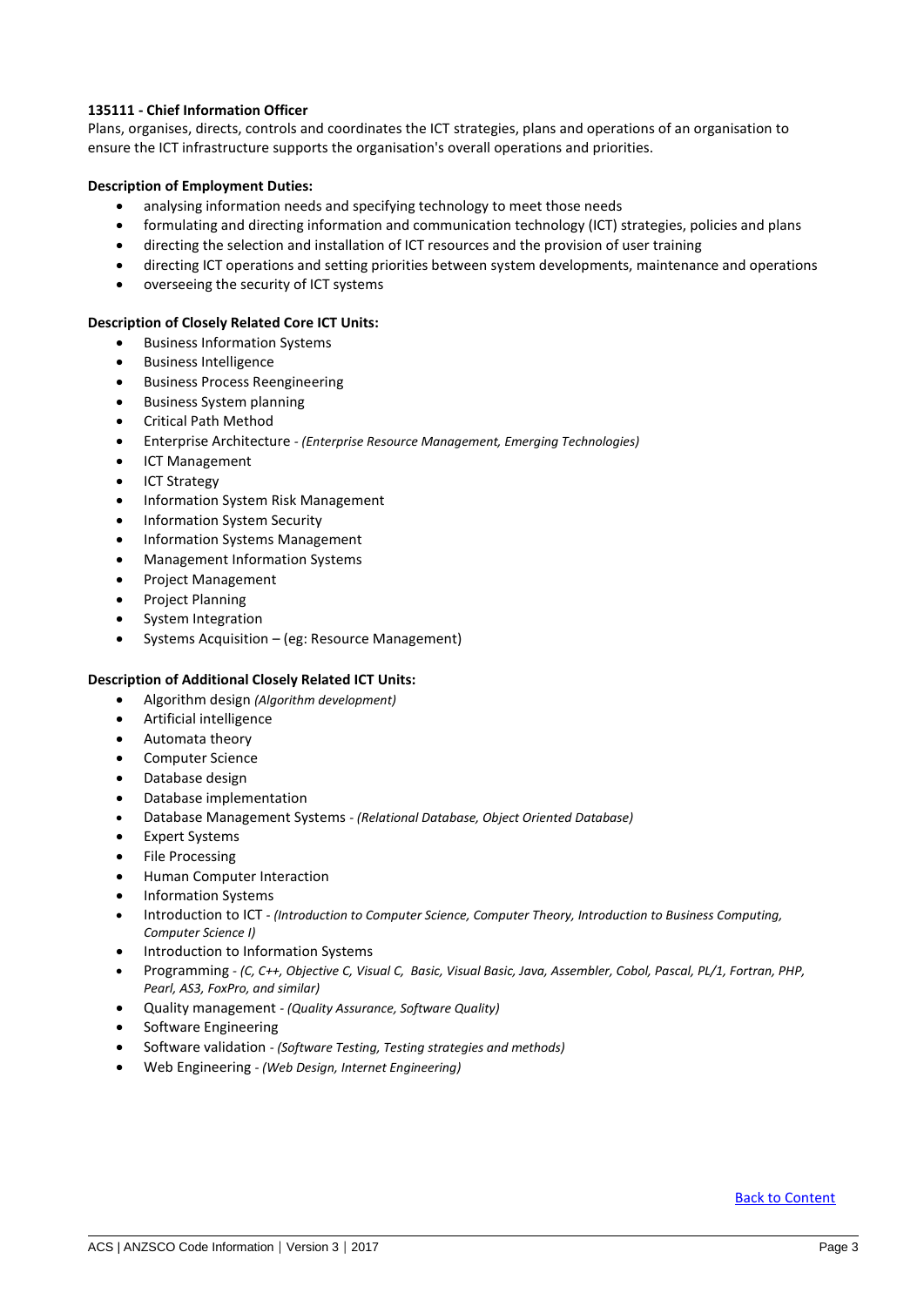**135111 - Chief Information Officer**

Plans, organises, directs, controls and coordinates the ICT strategies, plans and operations of an organisation to ensure the ICT infrastructure supports the organisation's overall operations and priorities.

**Description of Employment Duties:**

- analysing information needs and specifying technology to meet those needs
- formulating and directing information and communication technology (ICT) strategies, policies and plans
- directing the selection and installation of ICT resources and the provision of user training
- directing ICT operations and setting priorities between system developments, maintenance and operations
- overseeing the security of ICT systems

**Description of Closely Related Core ICT Units:**

- Business Information Systems
- Business Intelligence
- Business Process Reengineering
- Business System planning
- Critical Path Method
- Enterprise Architecture - *(Enterprise Resource Management, Emerging Technologies)*
- ICT Management
- ICT Strategy
- Information System Risk Management
- Information System Security
- Information Systems Management
- Management Information Systems
- Project Management
- Project Planning
- System Integration
- Systems Acquisition – (eg: Resource Management)

**Description of Additional Closely Related ICT Units:**

- Algorithm design *(Algorithm development)*
- Artificial intelligence
- Automata theory
- Computer Science
- Database design
- Database implementation
- Database Management Systems - *(Relational Database, Object Oriented Database)*
- Expert Systems
- File Processing
- Human Computer Interaction
- Information Systems
- Introduction to ICT - *(Introduction to Computer Science, Computer Theory, Introduction to Business Computing, Computer Science I)*
- Introduction to Information Systems
- Programming - *(C, C++, Objective C, Visual C, Basic, Visual Basic, Java, Assembler, Cobol, Pascal, PL/1, Fortran, PHP, Pearl, AS3, FoxPro, and similar)*
- Quality management - *(Quality Assurance, Software Quality)*
- Software Engineering
- Software validation - *(Software Testing, Testing strategies and methods)*
- Web Engineering - *(Web Design, Internet Engineering)*

Back to Content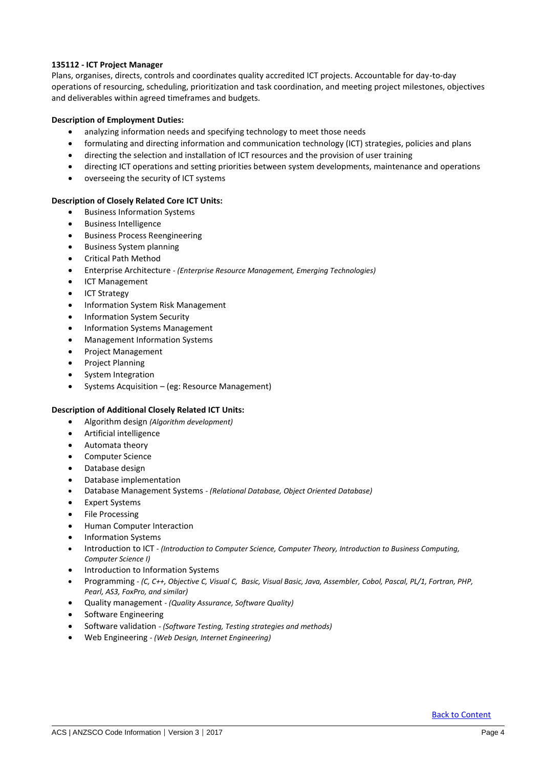**135112 - ICT Project Manager**

Plans, organises, directs, controls and coordinates quality accredited ICT projects. Accountable for day-to-day operations of resourcing, scheduling, prioritization and task coordination, and meeting project milestones, objectives and deliverables within agreed timeframes and budgets.

**Description of Employment Duties:**

- analyzing information needs and specifying technology to meet those needs
- formulating and directing information and communication technology (ICT) strategies, policies and plans
- directing the selection and installation of ICT resources and the provision of user training
- directing ICT operations and setting priorities between system developments, maintenance and operations
- overseeing the security of ICT systems

**Description of Closely Related Core ICT Units:**

- Business Information Systems
- Business Intelligence
- Business Process Reengineering
- Business System planning
- Critical Path Method
- Enterprise Architecture - *(Enterprise Resource Management, Emerging Technologies)*
- ICT Management
- ICT Strategy
- Information System Risk Management
- Information System Security
- Information Systems Management
- Management Information Systems
- Project Management
- Project Planning
- System Integration
- Systems Acquisition – (eg: Resource Management)

**Description of Additional Closely Related ICT Units:**

- Algorithm design *(Algorithm development)*
- Artificial intelligence
- Automata theory
- Computer Science
- Database design
- Database implementation
- Database Management Systems - *(Relational Database, Object Oriented Database)*
- Expert Systems
- File Processing
- Human Computer Interaction
- Information Systems
- Introduction to ICT - *(Introduction to Computer Science, Computer Theory, Introduction to Business Computing, Computer Science I)*
- Introduction to Information Systems
- Programming - *(C, C++, Objective C, Visual C, Basic, Visual Basic, Java, Assembler, Cobol, Pascal, PL/1, Fortran, PHP, Pearl, AS3, FoxPro, and similar)*
- Quality management - *(Quality Assurance, Software Quality)*
- Software Engineering
- Software validation - *(Software Testing, Testing strategies and methods)*
- Web Engineering - *(Web Design, Internet Engineering)*

Back to Content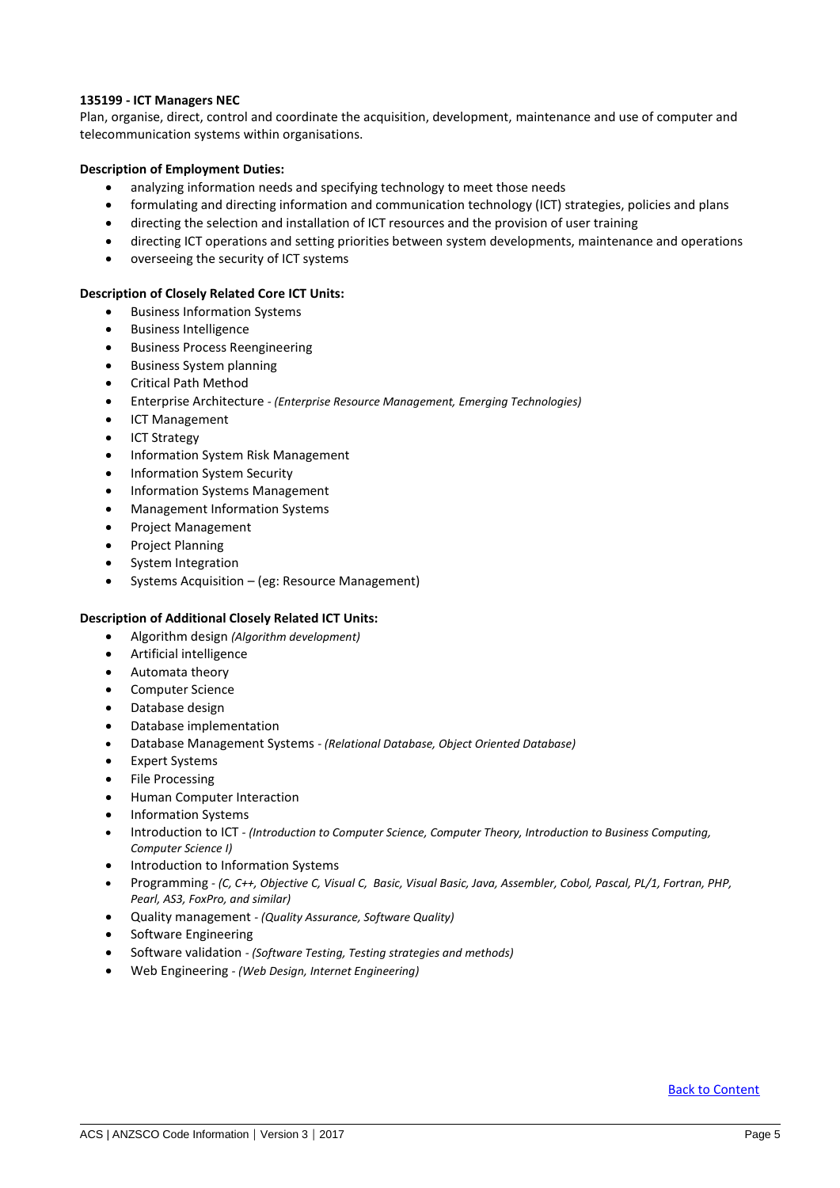**135199 - ICT Managers NEC**

Plan, organise, direct, control and coordinate the acquisition, development, maintenance and use of computer and telecommunication systems within organisations.

**Description of Employment Duties:**

- analyzing information needs and specifying technology to meet those needs
- formulating and directing information and communication technology (ICT) strategies, policies and plans
- directing the selection and installation of ICT resources and the provision of user training
- directing ICT operations and setting priorities between system developments, maintenance and operations
- overseeing the security of ICT systems

**Description of Closely Related Core ICT Units:**

- Business Information Systems
- Business Intelligence
- Business Process Reengineering
- Business System planning
- Critical Path Method
- Enterprise Architecture - *(Enterprise Resource Management, Emerging Technologies)*
- ICT Management
- ICT Strategy
- Information System Risk Management
- Information System Security
- Information Systems Management
- Management Information Systems
- Project Management
- Project Planning
- System Integration
- Systems Acquisition – (eg: Resource Management)

**Description of Additional Closely Related ICT Units:**

- Algorithm design *(Algorithm development)*
- Artificial intelligence
- Automata theory
- Computer Science
- Database design
- Database implementation
- Database Management Systems - *(Relational Database, Object Oriented Database)*
- Expert Systems
- File Processing
- Human Computer Interaction
- Information Systems
- Introduction to ICT - *(Introduction to Computer Science, Computer Theory, Introduction to Business Computing, Computer Science I)*
- Introduction to Information Systems
- Programming - *(C, C++, Objective C, Visual C, Basic, Visual Basic, Java, Assembler, Cobol, Pascal, PL/1, Fortran, PHP, Pearl, AS3, FoxPro, and similar)*
- Quality management - *(Quality Assurance, Software Quality)*
- Software Engineering
- Software validation - *(Software Testing, Testing strategies and methods)*
- Web Engineering - *(Web Design, Internet Engineering)*

Back to Content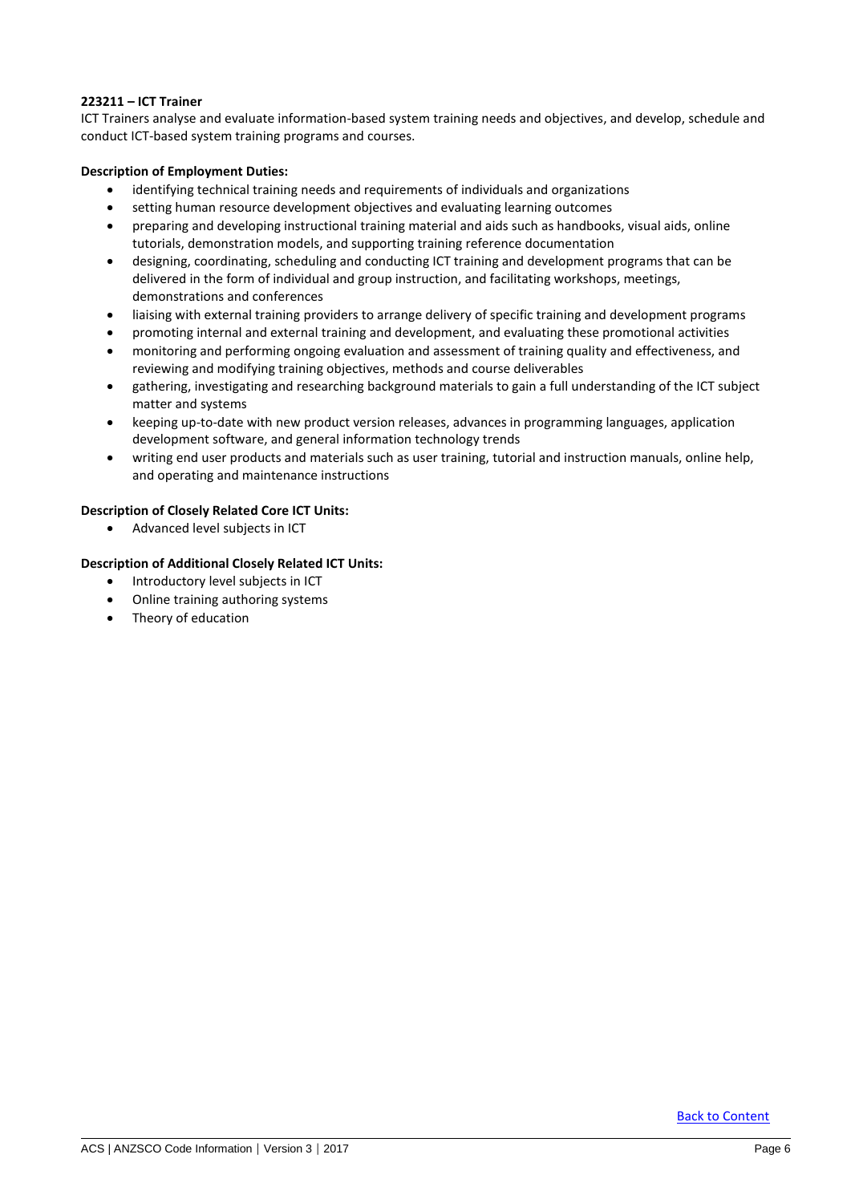**223211 – ICT Trainer**

ICT Trainers analyse and evaluate information-based system training needs and objectives, and develop, schedule and conduct ICT-based system training programs and courses.

**Description of Employment Duties:**

- identifying technical training needs and requirements of individuals and organizations
- setting human resource development objectives and evaluating learning outcomes
- preparing and developing instructional training material and aids such as handbooks, visual aids, online tutorials, demonstration models, and supporting training reference documentation
- designing, coordinating, scheduling and conducting ICT training and development programs that can be delivered in the form of individual and group instruction, and facilitating workshops, meetings, demonstrations and conferences
- liaising with external training providers to arrange delivery of specific training and development programs
- promoting internal and external training and development, and evaluating these promotional activities
- monitoring and performing ongoing evaluation and assessment of training quality and effectiveness, and reviewing and modifying training objectives, methods and course deliverables
- gathering, investigating and researching background materials to gain a full understanding of the ICT subject matter and systems
- keeping up-to-date with new product version releases, advances in programming languages, application development software, and general information technology trends
- writing end user products and materials such as user training, tutorial and instruction manuals, online help, and operating and maintenance instructions

**Description of Closely Related Core ICT Units:**

- Advanced level subjects in ICT

**Description of Additional Closely Related ICT Units:**

- Introductory level subjects in ICT
- Online training authoring systems
- Theory of education

Back to Content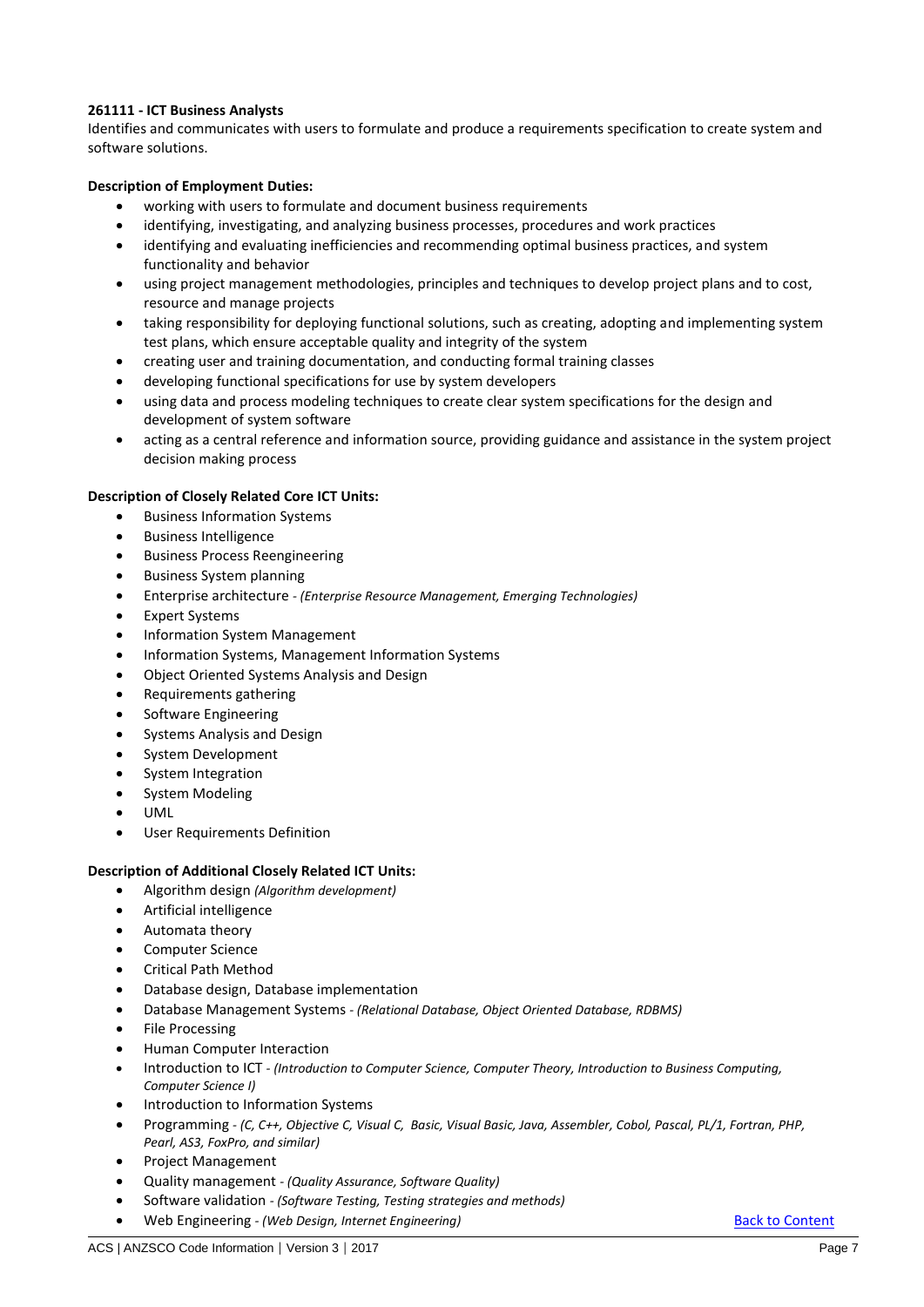**261111 - ICT Business Analysts**

Identifies and communicates with users to formulate and produce a requirements specification to create system and software solutions.

**Description of Employment Duties:**

- working with users to formulate and document business requirements
- identifying, investigating, and analyzing business processes, procedures and work practices
- identifying and evaluating inefficiencies and recommending optimal business practices, and system functionality and behavior
- using project management methodologies, principles and techniques to develop project plans and to cost, resource and manage projects
- taking responsibility for deploying functional solutions, such as creating, adopting and implementing system test plans, which ensure acceptable quality and integrity of the system
- creating user and training documentation, and conducting formal training classes
- developing functional specifications for use by system developers
- using data and process modeling techniques to create clear system specifications for the design and development of system software
- acting as a central reference and information source, providing guidance and assistance in the system project decision making process

**Description of Closely Related Core ICT Units:**

- Business Information Systems
- Business Intelligence
- Business Process Reengineering
- Business System planning
- Enterprise architecture - *(Enterprise Resource Management, Emerging Technologies)*
- Expert Systems
- Information System Management
- Information Systems, Management Information Systems
- Object Oriented Systems Analysis and Design
- Requirements gathering
- Software Engineering
- Systems Analysis and Design
- System Development
- System Integration
- System Modeling
- UML
- User Requirements Definition

**Description of Additional Closely Related ICT Units:**

- Algorithm design *(Algorithm development)*
- Artificial intelligence
- Automata theory
- Computer Science
- Critical Path Method
- Database design, Database implementation
- Database Management Systems - *(Relational Database, Object Oriented Database, RDBMS)*
- File Processing
- Human Computer Interaction
- Introduction to ICT - *(Introduction to Computer Science, Computer Theory, Introduction to Business Computing, Computer Science I)*
- Introduction to Information Systems
- Programming - *(C, C++, Objective C, Visual C, Basic, Visual Basic, Java, Assembler, Cobol, Pascal, PL/1, Fortran, PHP, Pearl, AS3, FoxPro, and similar)*
- Project Management
- Quality management - *(Quality Assurance, Software Quality)*
- Software validation - *(Software Testing, Testing strategies and methods)*
- Web Engineering - *(Web Design, Internet Engineering)*

Back to Content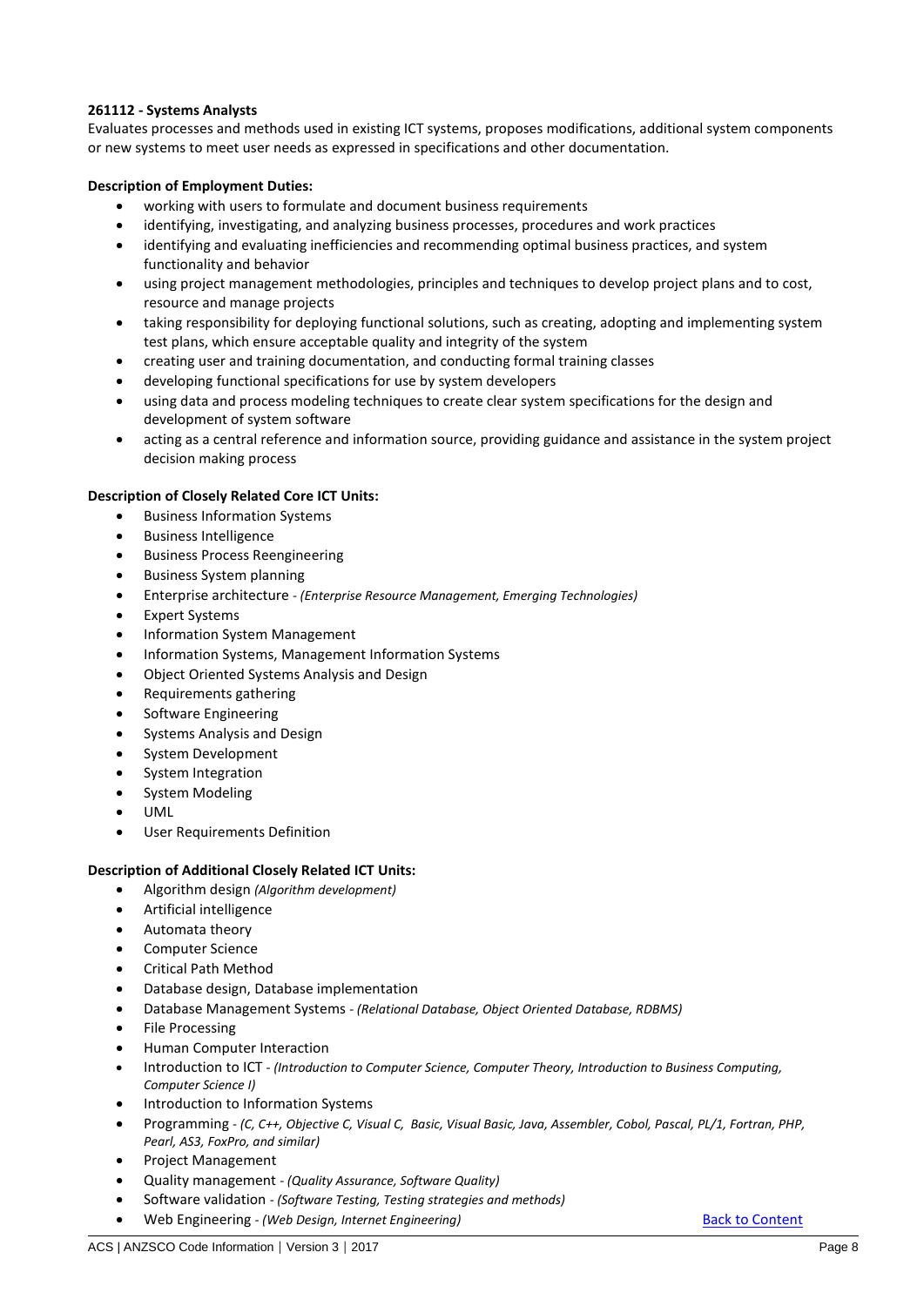**261112 - Systems Analysts**

Evaluates processes and methods used in existing ICT systems, proposes modifications, additional system components or new systems to meet user needs as expressed in specifications and other documentation.

**Description of Employment Duties:**

- working with users to formulate and document business requirements
- identifying, investigating, and analyzing business processes, procedures and work practices
- identifying and evaluating inefficiencies and recommending optimal business practices, and system functionality and behavior
- using project management methodologies, principles and techniques to develop project plans and to cost, resource and manage projects
- taking responsibility for deploying functional solutions, such as creating, adopting and implementing system test plans, which ensure acceptable quality and integrity of the system
- creating user and training documentation, and conducting formal training classes
- developing functional specifications for use by system developers
- using data and process modeling techniques to create clear system specifications for the design and development of system software
- acting as a central reference and information source, providing guidance and assistance in the system project decision making process

**Description of Closely Related Core ICT Units:**

- Business Information Systems
- Business Intelligence
- Business Process Reengineering
- Business System planning
- Enterprise architecture - *(Enterprise Resource Management, Emerging Technologies)*
- Expert Systems
- Information System Management
- Information Systems, Management Information Systems
- Object Oriented Systems Analysis and Design
- Requirements gathering
- Software Engineering
- Systems Analysis and Design
- System Development
- System Integration
- System Modeling
- UML
- User Requirements Definition

**Description of Additional Closely Related ICT Units:**

- Algorithm design *(Algorithm development)*
- Artificial intelligence
- Automata theory
- Computer Science
- Critical Path Method
- Database design, Database implementation
- Database Management Systems - *(Relational Database, Object Oriented Database, RDBMS)*
- File Processing
- Human Computer Interaction
- Introduction to ICT - *(Introduction to Computer Science, Computer Theory, Introduction to Business Computing, Computer Science I)*
- Introduction to Information Systems
- Programming - *(C, C++, Objective C, Visual C, Basic, Visual Basic, Java, Assembler, Cobol, Pascal, PL/1, Fortran, PHP, Pearl, AS3, FoxPro, and similar)*
- Project Management
- Quality management - *(Quality Assurance, Software Quality)*
- Software validation - *(Software Testing, Testing strategies and methods)*
- Web Engineering - *(Web Design, Internet Engineering)*

Back to Content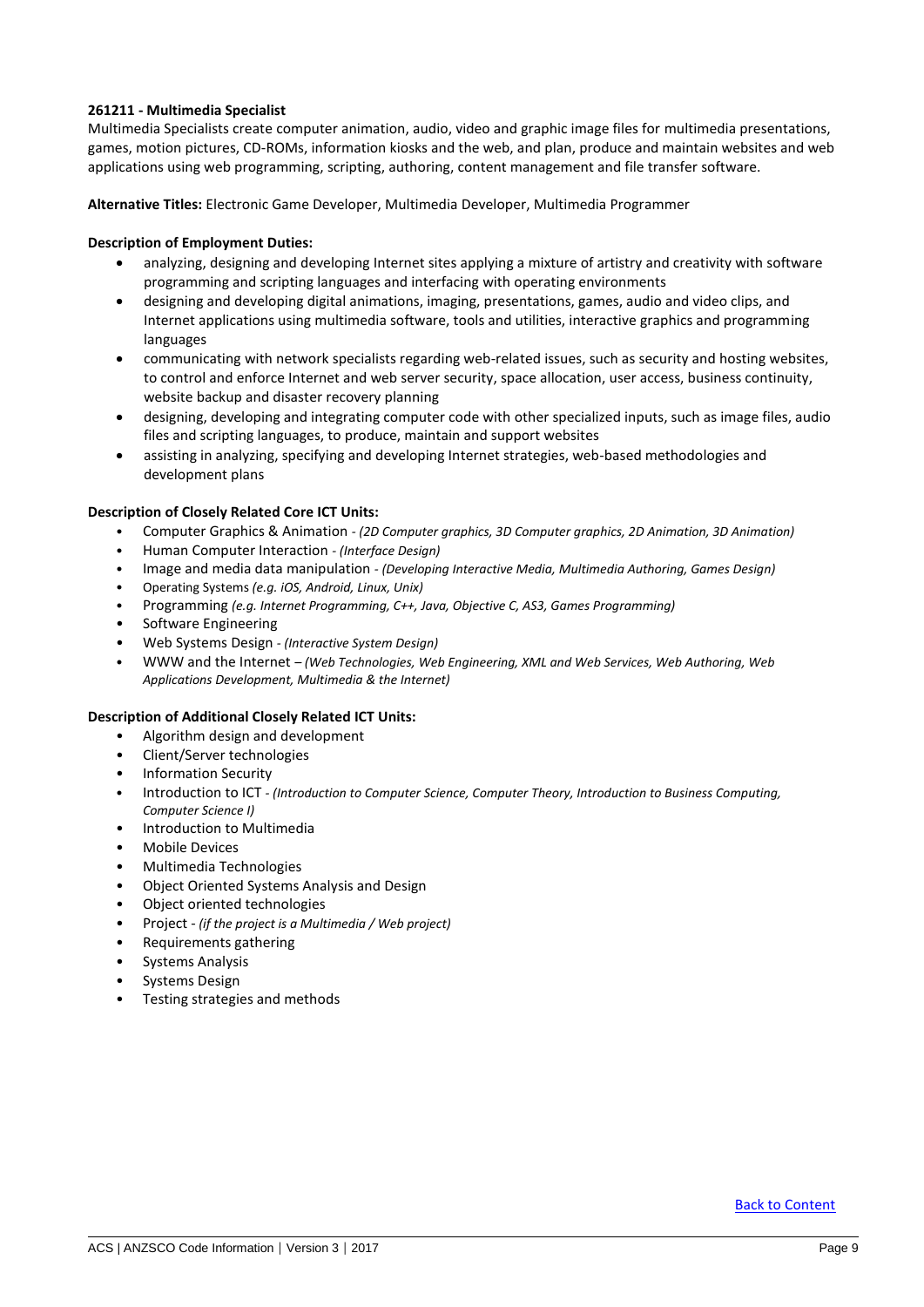**261211 - Multimedia Specialist**

Multimedia Specialists create computer animation, audio, video and graphic image files for multimedia presentations, games, motion pictures, CD-ROMs, information kiosks and the web, and plan, produce and maintain websites and web applications using web programming, scripting, authoring, content management and file transfer software.

**Alternative Titles:** Electronic Game Developer, Multimedia Developer, Multimedia Programmer

**Description of Employment Duties:**

- analyzing, designing and developing Internet sites applying a mixture of artistry and creativity with software programming and scripting languages and interfacing with operating environments
- designing and developing digital animations, imaging, presentations, games, audio and video clips, and Internet applications using multimedia software, tools and utilities, interactive graphics and programming languages
- communicating with network specialists regarding web-related issues, such as security and hosting websites, to control and enforce Internet and web server security, space allocation, user access, business continuity, website backup and disaster recovery planning
- designing, developing and integrating computer code with other specialized inputs, such as image files, audio files and scripting languages, to produce, maintain and support websites
- assisting in analyzing, specifying and developing Internet strategies, web-based methodologies and development plans

**Description of Closely Related Core ICT Units:**

- Computer Graphics & Animation - *(2D Computer graphics, 3D Computer graphics, 2D Animation, 3D Animation)*
- Human Computer Interaction - *(Interface Design)*
- Image and media data manipulation - *(Developing Interactive Media, Multimedia Authoring, Games Design)*
- Operating Systems *(e.g. iOS, Android, Linux, Unix)*
- Programming *(e.g. Internet Programming, C++, Java, Objective C, AS3, Games Programming)*
- Software Engineering
- Web Systems Design - *(Interactive System Design)*
- WWW and the Internet – *(Web Technologies, Web Engineering, XML and Web Services, Web Authoring, Web Applications Development, Multimedia & the Internet)*

**Description of Additional Closely Related ICT Units:**

- Algorithm design and development
- Client/Server technologies
- Information Security
- Introduction to ICT - *(Introduction to Computer Science, Computer Theory, Introduction to Business Computing, Computer Science I)*
- Introduction to Multimedia
- Mobile Devices
- Multimedia Technologies
- Object Oriented Systems Analysis and Design
- Object oriented technologies
- Project - *(if the project is a Multimedia / Web project)*
- Requirements gathering
- Systems Analysis
- Systems Design
- Testing strategies and methods

Back to Content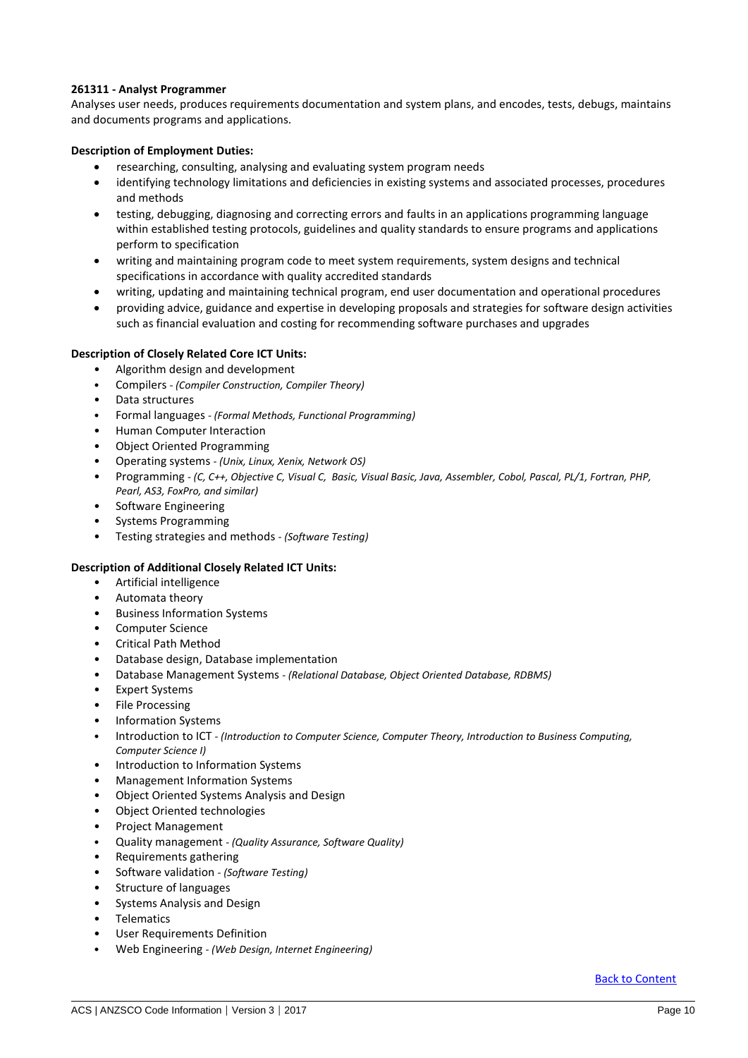**261311 - Analyst Programmer**

Analyses user needs, produces requirements documentation and system plans, and encodes, tests, debugs, maintains and documents programs and applications.

**Description of Employment Duties:**

- researching, consulting, analysing and evaluating system program needs
- identifying technology limitations and deficiencies in existing systems and associated processes, procedures and methods
- testing, debugging, diagnosing and correcting errors and faults in an applications programming language within established testing protocols, guidelines and quality standards to ensure programs and applications perform to specification
- writing and maintaining program code to meet system requirements, system designs and technical specifications in accordance with quality accredited standards
- writing, updating and maintaining technical program, end user documentation and operational procedures
- providing advice, guidance and expertise in developing proposals and strategies for software design activities such as financial evaluation and costing for recommending software purchases and upgrades

**Description of Closely Related Core ICT Units:**

- Algorithm design and development
- Compilers - *(Compiler Construction, Compiler Theory)*
- Data structures
- Formal languages - *(Formal Methods, Functional Programming)*
- Human Computer Interaction
- Object Oriented Programming
- Operating systems - *(Unix, Linux, Xenix, Network OS)*
- Programming - *(C, C++, Objective C, Visual C, Basic, Visual Basic, Java, Assembler, Cobol, Pascal, PL/1, Fortran, PHP, Pearl, AS3, FoxPro, and similar)*
- Software Engineering
- Systems Programming
- Testing strategies and methods - *(Software Testing)*

**Description of Additional Closely Related ICT Units:**

- Artificial intelligence
- Automata theory
- Business Information Systems
- Computer Science
- Critical Path Method
- Database design, Database implementation
- Database Management Systems - *(Relational Database, Object Oriented Database, RDBMS)*
- Expert Systems
- File Processing
- Information Systems
- Introduction to ICT - *(Introduction to Computer Science, Computer Theory, Introduction to Business Computing, Computer Science I)*
- Introduction to Information Systems
- Management Information Systems
- Object Oriented Systems Analysis and Design
- Object Oriented technologies
- Project Management
- Quality management - *(Quality Assurance, Software Quality)*
- Requirements gathering
- Software validation - *(Software Testing)*
- Structure of languages
- Systems Analysis and Design
- Telematics
- User Requirements Definition
- Web Engineering - *(Web Design, Internet Engineering)*

Back to Content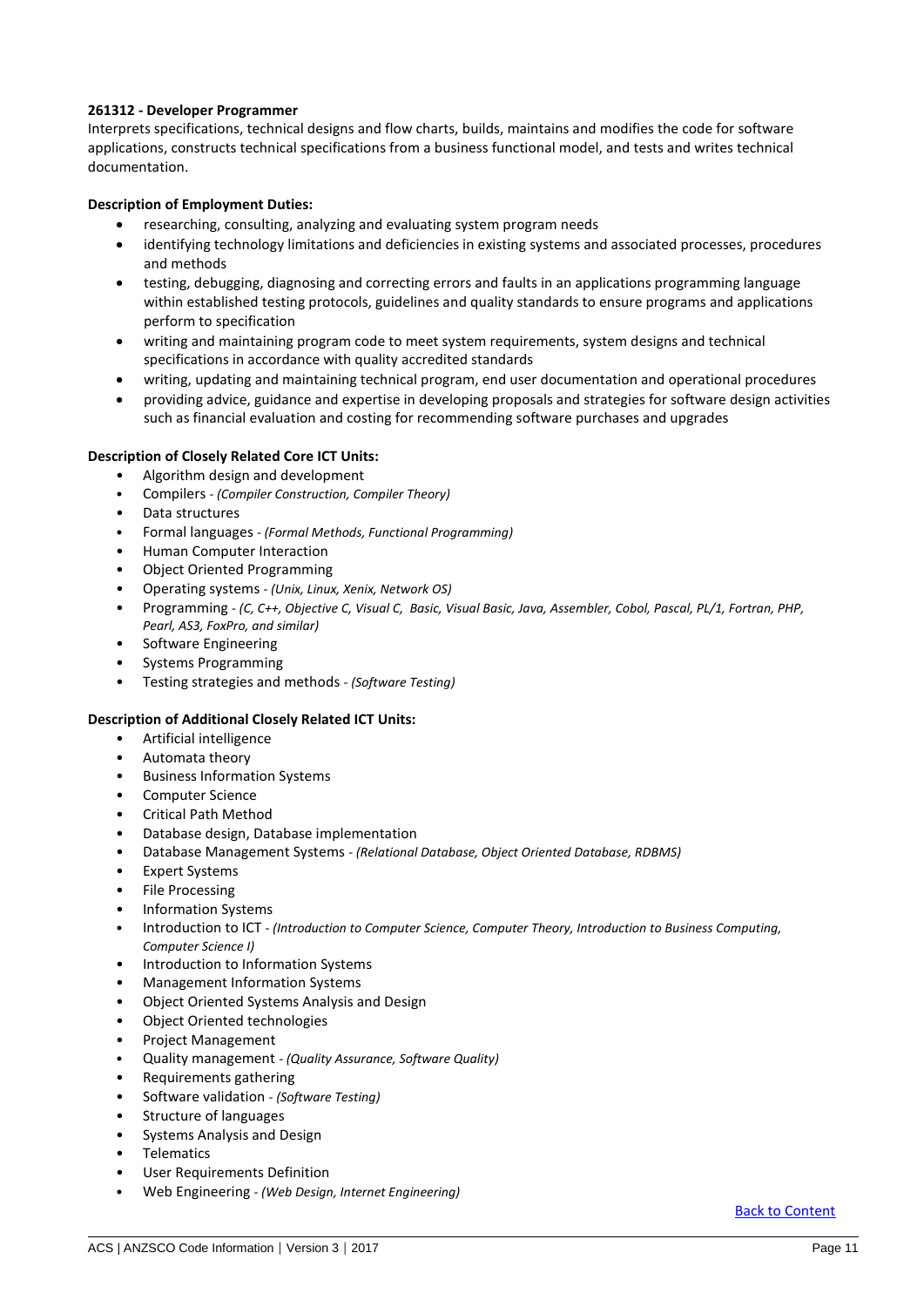**261312 - Developer Programmer**

Interprets specifications, technical designs and flow charts, builds, maintains and modifies the code for software applications, constructs technical specifications from a business functional model, and tests and writes technical documentation.

**Description of Employment Duties:**

- researching, consulting, analyzing and evaluating system program needs
- identifying technology limitations and deficiencies in existing systems and associated processes, procedures and methods
- testing, debugging, diagnosing and correcting errors and faults in an applications programming language within established testing protocols, guidelines and quality standards to ensure programs and applications perform to specification
- writing and maintaining program code to meet system requirements, system designs and technical specifications in accordance with quality accredited standards
- writing, updating and maintaining technical program, end user documentation and operational procedures
- providing advice, guidance and expertise in developing proposals and strategies for software design activities such as financial evaluation and costing for recommending software purchases and upgrades

**Description of Closely Related Core ICT Units:**

- Algorithm design and development
- Compilers - *(Compiler Construction, Compiler Theory)*
- Data structures
- Formal languages - *(Formal Methods, Functional Programming)*
- Human Computer Interaction
- Object Oriented Programming
- Operating systems - *(Unix, Linux, Xenix, Network OS)*
- Programming - *(C, C++, Objective C, Visual C, Basic, Visual Basic, Java, Assembler, Cobol, Pascal, PL/1, Fortran, PHP, Pearl, AS3, FoxPro, and similar)*
- Software Engineering
- Systems Programming
- Testing strategies and methods - *(Software Testing)*

**Description of Additional Closely Related ICT Units:**

- Artificial intelligence
- Automata theory
- Business Information Systems
- Computer Science
- Critical Path Method
- Database design, Database implementation
- Database Management Systems - *(Relational Database, Object Oriented Database, RDBMS)*
- Expert Systems
- File Processing
- Information Systems
- Introduction to ICT - *(Introduction to Computer Science, Computer Theory, Introduction to Business Computing, Computer Science I)*
- Introduction to Information Systems
- Management Information Systems
- Object Oriented Systems Analysis and Design
- Object Oriented technologies
- Project Management
- Quality management - *(Quality Assurance, Software Quality)*
- Requirements gathering
- Software validation - *(Software Testing)*
- Structure of languages
- Systems Analysis and Design
- Telematics
- User Requirements Definition
- Web Engineering - *(Web Design, Internet Engineering)*

Back to Content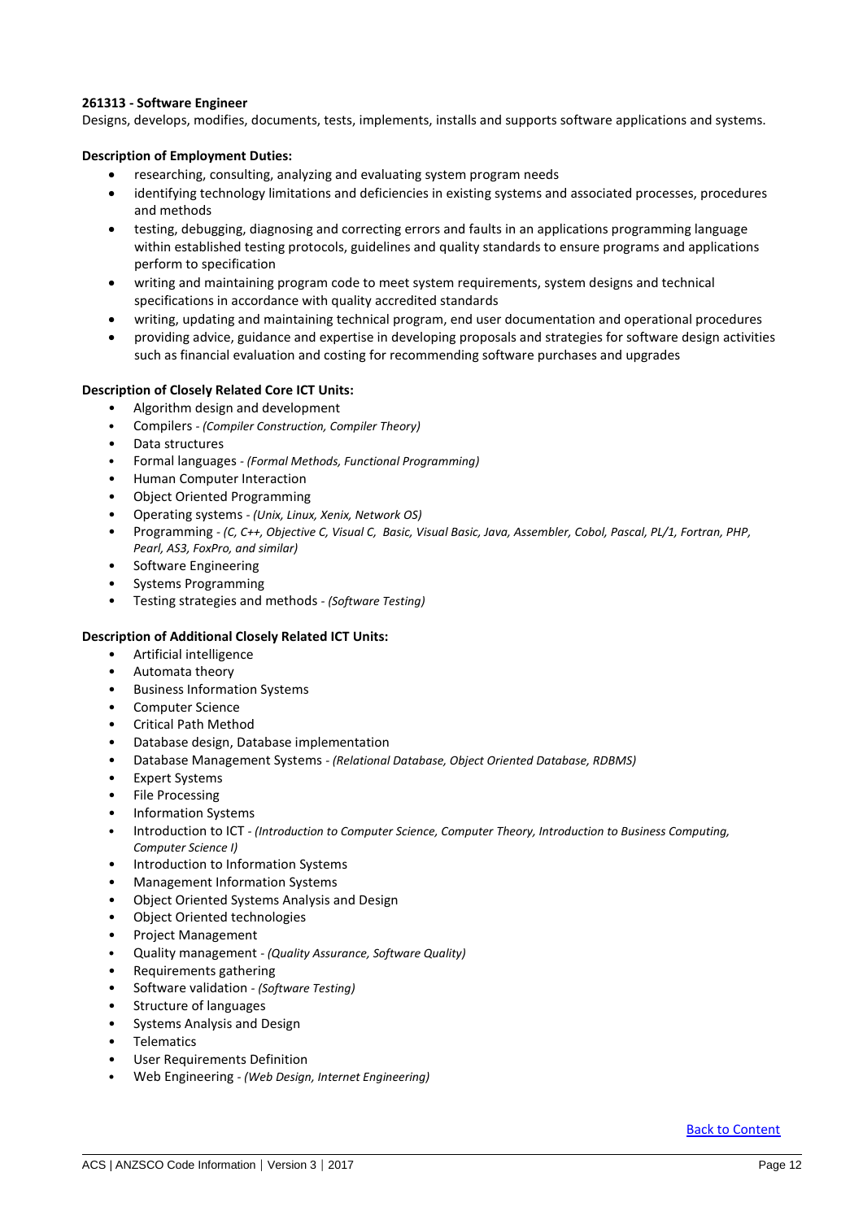**261313 - Software Engineer**

Designs, develops, modifies, documents, tests, implements, installs and supports software applications and systems.

**Description of Employment Duties:**

- researching, consulting, analyzing and evaluating system program needs
- identifying technology limitations and deficiencies in existing systems and associated processes, procedures and methods
- testing, debugging, diagnosing and correcting errors and faults in an applications programming language within established testing protocols, guidelines and quality standards to ensure programs and applications perform to specification
- writing and maintaining program code to meet system requirements, system designs and technical specifications in accordance with quality accredited standards
- writing, updating and maintaining technical program, end user documentation and operational procedures
- providing advice, guidance and expertise in developing proposals and strategies for software design activities such as financial evaluation and costing for recommending software purchases and upgrades

**Description of Closely Related Core ICT Units:**

- Algorithm design and development
- Compilers - *(Compiler Construction, Compiler Theory)*
- Data structures
- Formal languages - *(Formal Methods, Functional Programming)*
- Human Computer Interaction
- Object Oriented Programming
- Operating systems - *(Unix, Linux, Xenix, Network OS)*
- Programming - *(C, C++, Objective C, Visual C, Basic, Visual Basic, Java, Assembler, Cobol, Pascal, PL/1, Fortran, PHP, Pearl, AS3, FoxPro, and similar)*
- Software Engineering
- Systems Programming
- Testing strategies and methods - *(Software Testing)*

**Description of Additional Closely Related ICT Units:**

- Artificial intelligence
- Automata theory
- Business Information Systems
- Computer Science
- Critical Path Method
- Database design, Database implementation
- Database Management Systems - *(Relational Database, Object Oriented Database, RDBMS)*
- Expert Systems
- File Processing
- Information Systems
- Introduction to ICT - *(Introduction to Computer Science, Computer Theory, Introduction to Business Computing, Computer Science I)*
- Introduction to Information Systems
- Management Information Systems
- Object Oriented Systems Analysis and Design
- Object Oriented technologies
- Project Management
- Quality management - *(Quality Assurance, Software Quality)*
- Requirements gathering
- Software validation - *(Software Testing)*
- Structure of languages
- Systems Analysis and Design
- Telematics
- User Requirements Definition
- Web Engineering - *(Web Design, Internet Engineering)*

Back to Content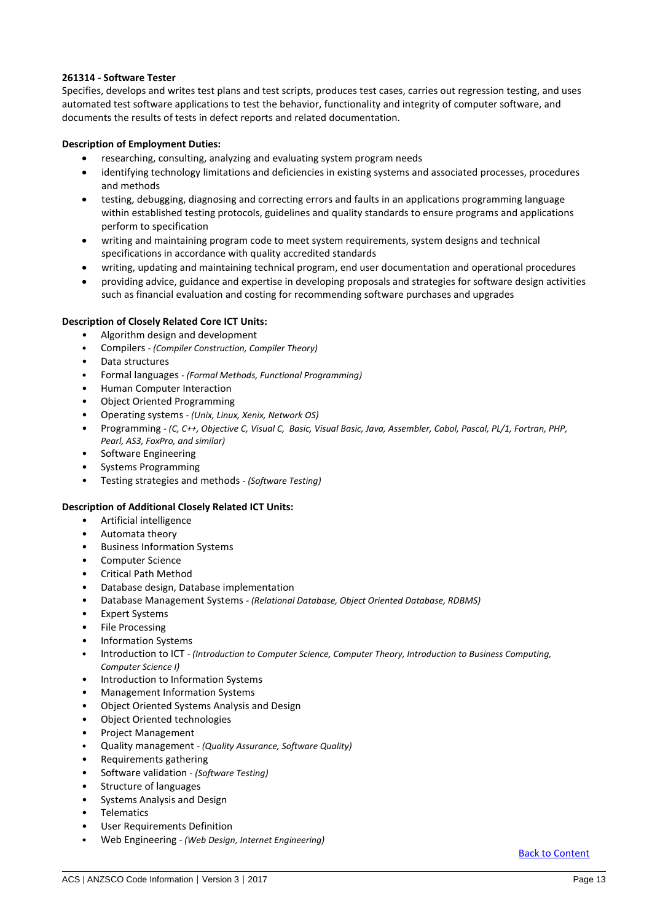**261314 - Software Tester**

Specifies, develops and writes test plans and test scripts, produces test cases, carries out regression testing, and uses automated test software applications to test the behavior, functionality and integrity of computer software, and documents the results of tests in defect reports and related documentation.

**Description of Employment Duties:**

- researching, consulting, analyzing and evaluating system program needs
- identifying technology limitations and deficiencies in existing systems and associated processes, procedures and methods
- testing, debugging, diagnosing and correcting errors and faults in an applications programming language within established testing protocols, guidelines and quality standards to ensure programs and applications perform to specification
- writing and maintaining program code to meet system requirements, system designs and technical specifications in accordance with quality accredited standards
- writing, updating and maintaining technical program, end user documentation and operational procedures
- providing advice, guidance and expertise in developing proposals and strategies for software design activities such as financial evaluation and costing for recommending software purchases and upgrades

**Description of Closely Related Core ICT Units:**

- Algorithm design and development
- Compilers - *(Compiler Construction, Compiler Theory)*
- Data structures
- Formal languages - *(Formal Methods, Functional Programming)*
- Human Computer Interaction
- Object Oriented Programming
- Operating systems - *(Unix, Linux, Xenix, Network OS)*
- Programming - *(C, C++, Objective C, Visual C, Basic, Visual Basic, Java, Assembler, Cobol, Pascal, PL/1, Fortran, PHP, Pearl, AS3, FoxPro, and similar)*
- Software Engineering
- Systems Programming
- Testing strategies and methods - *(Software Testing)*

**Description of Additional Closely Related ICT Units:**

- Artificial intelligence
- Automata theory
- Business Information Systems
- Computer Science
- Critical Path Method
- Database design, Database implementation
- Database Management Systems - *(Relational Database, Object Oriented Database, RDBMS)*
- Expert Systems
- File Processing
- Information Systems
- Introduction to ICT - *(Introduction to Computer Science, Computer Theory, Introduction to Business Computing, Computer Science I)*
- Introduction to Information Systems
- Management Information Systems
- Object Oriented Systems Analysis and Design
- Object Oriented technologies
- Project Management
- Quality management - *(Quality Assurance, Software Quality)*
- Requirements gathering
- Software validation - *(Software Testing)*
- Structure of languages
- Systems Analysis and Design
- Telematics
- User Requirements Definition
- Web Engineering - *(Web Design, Internet Engineering)*

Back to Content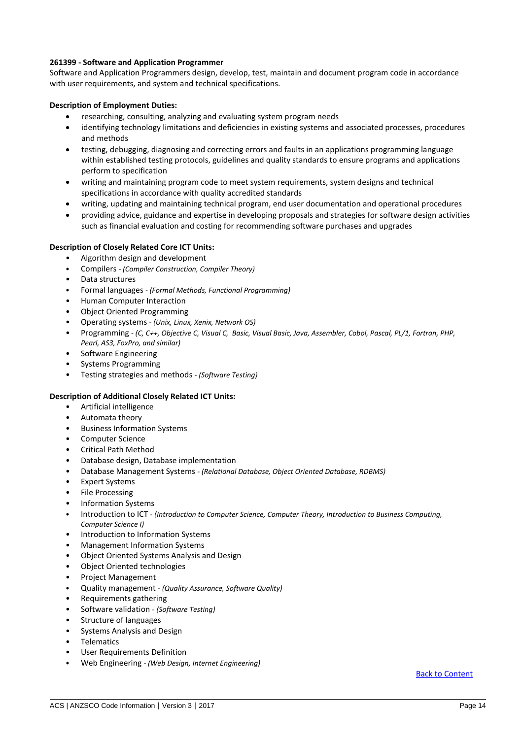**261399 - Software and Application Programmer**

Software and Application Programmers design, develop, test, maintain and document program code in accordance with user requirements, and system and technical specifications.

**Description of Employment Duties:**

- researching, consulting, analyzing and evaluating system program needs
- identifying technology limitations and deficiencies in existing systems and associated processes, procedures and methods
- testing, debugging, diagnosing and correcting errors and faults in an applications programming language within established testing protocols, guidelines and quality standards to ensure programs and applications perform to specification
- writing and maintaining program code to meet system requirements, system designs and technical specifications in accordance with quality accredited standards
- writing, updating and maintaining technical program, end user documentation and operational procedures
- providing advice, guidance and expertise in developing proposals and strategies for software design activities such as financial evaluation and costing for recommending software purchases and upgrades

**Description of Closely Related Core ICT Units:**

- Algorithm design and development
- Compilers - *(Compiler Construction, Compiler Theory)*
- Data structures
- Formal languages - *(Formal Methods, Functional Programming)*
- Human Computer Interaction
- Object Oriented Programming
- Operating systems - *(Unix, Linux, Xenix, Network OS)*
- Programming - *(C, C++, Objective C, Visual C, Basic, Visual Basic, Java, Assembler, Cobol, Pascal, PL/1, Fortran, PHP, Pearl, AS3, FoxPro, and similar)*
- Software Engineering
- Systems Programming
- Testing strategies and methods - *(Software Testing)*

**Description of Additional Closely Related ICT Units:**

- Artificial intelligence
- Automata theory
- Business Information Systems
- Computer Science
- Critical Path Method
- Database design, Database implementation
- Database Management Systems - *(Relational Database, Object Oriented Database, RDBMS)*
- Expert Systems
- File Processing
- Information Systems
- Introduction to ICT - *(Introduction to Computer Science, Computer Theory, Introduction to Business Computing, Computer Science I)*
- Introduction to Information Systems
- Management Information Systems
- Object Oriented Systems Analysis and Design
- Object Oriented technologies
- Project Management
- Quality management - *(Quality Assurance, Software Quality)*
- Requirements gathering
- Software validation - *(Software Testing)*
- Structure of languages
- Systems Analysis and Design
- Telematics
- User Requirements Definition
- Web Engineering - *(Web Design, Internet Engineering)*

Back to Content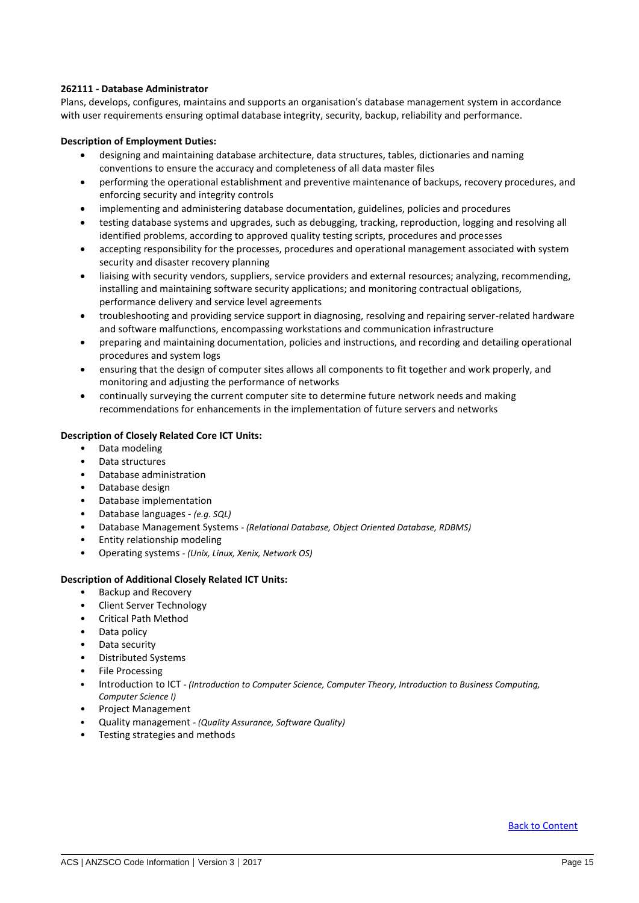**262111 - Database Administrator**

Plans, develops, configures, maintains and supports an organisation's database management system in accordance with user requirements ensuring optimal database integrity, security, backup, reliability and performance.

**Description of Employment Duties:**

- designing and maintaining database architecture, data structures, tables, dictionaries and naming conventions to ensure the accuracy and completeness of all data master files
- performing the operational establishment and preventive maintenance of backups, recovery procedures, and enforcing security and integrity controls
- implementing and administering database documentation, guidelines, policies and procedures
- testing database systems and upgrades, such as debugging, tracking, reproduction, logging and resolving all identified problems, according to approved quality testing scripts, procedures and processes
- accepting responsibility for the processes, procedures and operational management associated with system security and disaster recovery planning
- liaising with security vendors, suppliers, service providers and external resources; analyzing, recommending, installing and maintaining software security applications; and monitoring contractual obligations, performance delivery and service level agreements
- troubleshooting and providing service support in diagnosing, resolving and repairing server-related hardware and software malfunctions, encompassing workstations and communication infrastructure
- preparing and maintaining documentation, policies and instructions, and recording and detailing operational procedures and system logs
- ensuring that the design of computer sites allows all components to fit together and work properly, and monitoring and adjusting the performance of networks
- continually surveying the current computer site to determine future network needs and making recommendations for enhancements in the implementation of future servers and networks

**Description of Closely Related Core ICT Units:**

- Data modeling
- Data structures
- Database administration
- Database design
- Database implementation
- Database languages - *(e.g. SQL)*
- Database Management Systems - *(Relational Database, Object Oriented Database, RDBMS)*
- Entity relationship modeling
- Operating systems - *(Unix, Linux, Xenix, Network OS)*

**Description of Additional Closely Related ICT Units:**

- Backup and Recovery
- Client Server Technology
- Critical Path Method
- Data policy
- Data security
- Distributed Systems
- File Processing
- Introduction to ICT - *(Introduction to Computer Science, Computer Theory, Introduction to Business Computing, Computer Science I)*
- Project Management
- Quality management - *(Quality Assurance, Software Quality)*
- Testing strategies and methods

Back to Content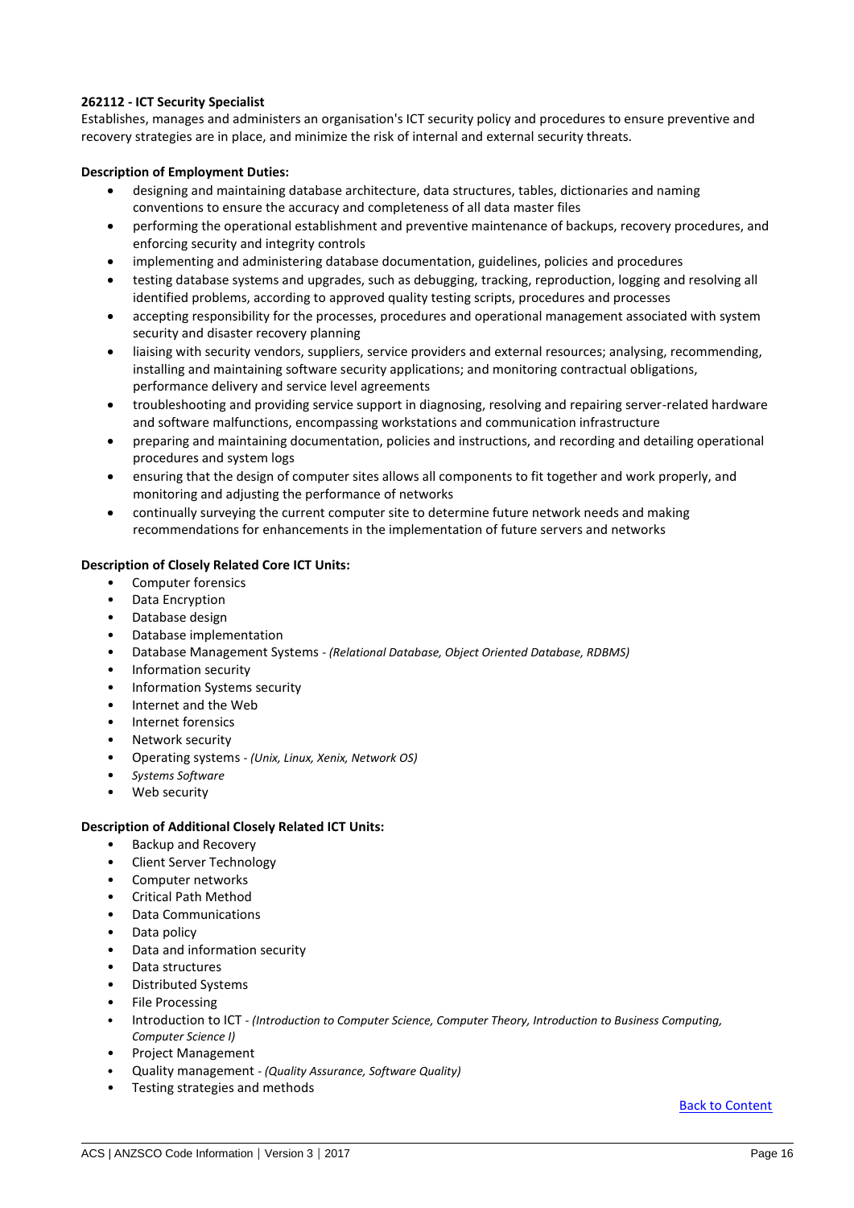**262112 - ICT Security Specialist**

Establishes, manages and administers an organisation's ICT security policy and procedures to ensure preventive and recovery strategies are in place, and minimize the risk of internal and external security threats.

**Description of Employment Duties:**

- designing and maintaining database architecture, data structures, tables, dictionaries and naming conventions to ensure the accuracy and completeness of all data master files
- performing the operational establishment and preventive maintenance of backups, recovery procedures, and enforcing security and integrity controls
- implementing and administering database documentation, guidelines, policies and procedures
- testing database systems and upgrades, such as debugging, tracking, reproduction, logging and resolving all identified problems, according to approved quality testing scripts, procedures and processes
- accepting responsibility for the processes, procedures and operational management associated with system security and disaster recovery planning
- liaising with security vendors, suppliers, service providers and external resources; analysing, recommending, installing and maintaining software security applications; and monitoring contractual obligations, performance delivery and service level agreements
- troubleshooting and providing service support in diagnosing, resolving and repairing server-related hardware and software malfunctions, encompassing workstations and communication infrastructure
- preparing and maintaining documentation, policies and instructions, and recording and detailing operational procedures and system logs
- ensuring that the design of computer sites allows all components to fit together and work properly, and monitoring and adjusting the performance of networks
- continually surveying the current computer site to determine future network needs and making recommendations for enhancements in the implementation of future servers and networks

**Description of Closely Related Core ICT Units:**

- Computer forensics
- Data Encryption
- Database design
- Database implementation
- Database Management Systems - *(Relational Database, Object Oriented Database, RDBMS)*
- Information security
- Information Systems security
- Internet and the Web
- Internet forensics
- Network security
- Operating systems - *(Unix, Linux, Xenix, Network OS)*
- *Systems Software*
- Web security

**Description of Additional Closely Related ICT Units:**

- Backup and Recovery
- Client Server Technology
- Computer networks
- Critical Path Method
- Data Communications
- Data policy
- Data and information security
- Data structures
- Distributed Systems
- File Processing
- Introduction to ICT - *(Introduction to Computer Science, Computer Theory, Introduction to Business Computing, Computer Science I)*
- Project Management
- Quality management - *(Quality Assurance, Software Quality)*
- Testing strategies and methods

Back to Content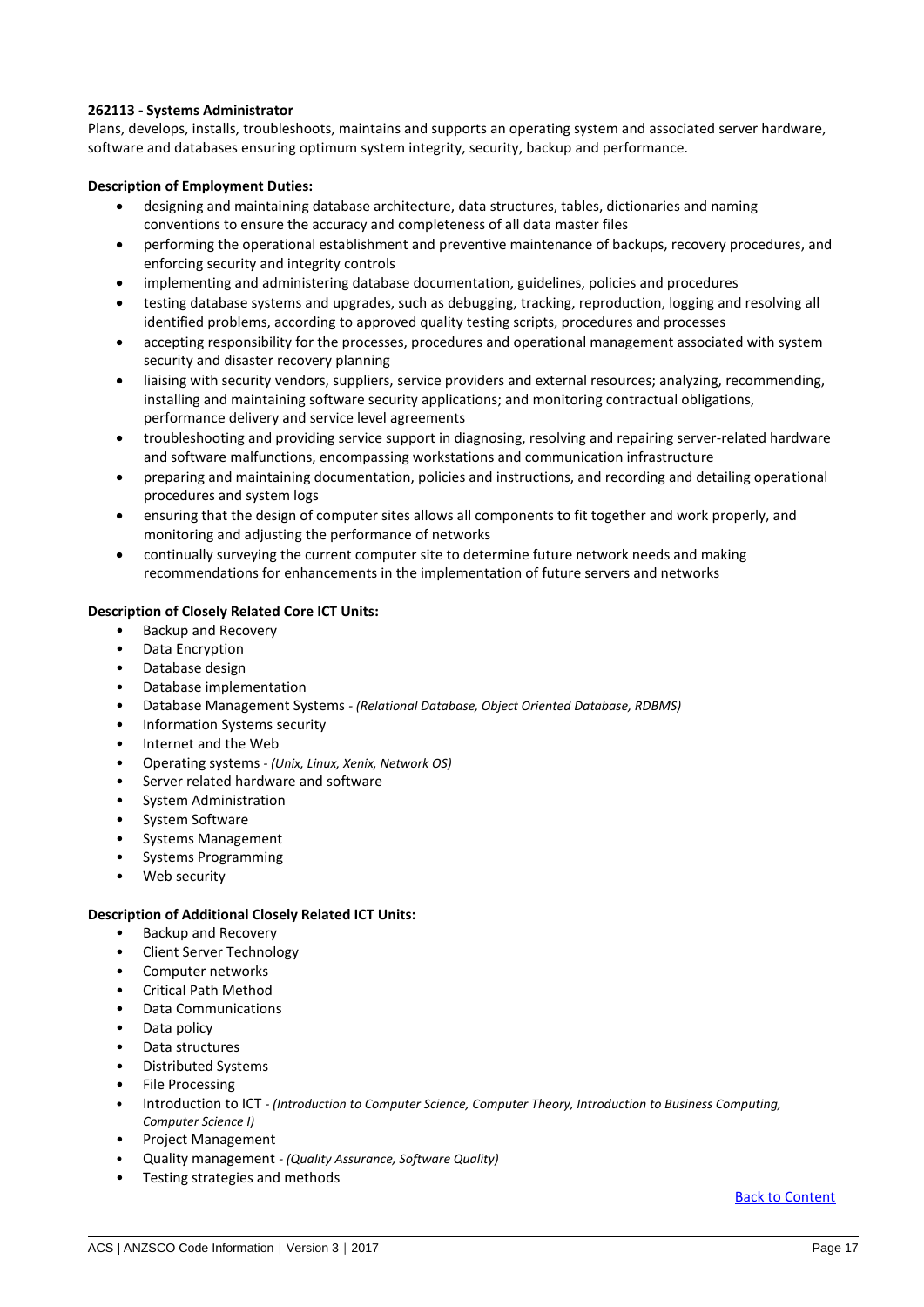**262113 - Systems Administrator**

Plans, develops, installs, troubleshoots, maintains and supports an operating system and associated server hardware, software and databases ensuring optimum system integrity, security, backup and performance.

**Description of Employment Duties:**

- designing and maintaining database architecture, data structures, tables, dictionaries and naming conventions to ensure the accuracy and completeness of all data master files
- performing the operational establishment and preventive maintenance of backups, recovery procedures, and enforcing security and integrity controls
- implementing and administering database documentation, guidelines, policies and procedures
- testing database systems and upgrades, such as debugging, tracking, reproduction, logging and resolving all identified problems, according to approved quality testing scripts, procedures and processes
- accepting responsibility for the processes, procedures and operational management associated with system security and disaster recovery planning
- liaising with security vendors, suppliers, service providers and external resources; analyzing, recommending, installing and maintaining software security applications; and monitoring contractual obligations, performance delivery and service level agreements
- troubleshooting and providing service support in diagnosing, resolving and repairing server-related hardware and software malfunctions, encompassing workstations and communication infrastructure
- preparing and maintaining documentation, policies and instructions, and recording and detailing operational procedures and system logs
- ensuring that the design of computer sites allows all components to fit together and work properly, and monitoring and adjusting the performance of networks
- continually surveying the current computer site to determine future network needs and making recommendations for enhancements in the implementation of future servers and networks

**Description of Closely Related Core ICT Units:**

- Backup and Recovery
- Data Encryption
- Database design
- Database implementation
- Database Management Systems *- (Relational Database, Object Oriented Database, RDBMS)*
- Information Systems security
- Internet and the Web
- Operating systems *- (Unix, Linux, Xenix, Network OS)*
- Server related hardware and software
- System Administration
- System Software
- Systems Management
- Systems Programming
- Web security

**Description of Additional Closely Related ICT Units:**

- Backup and Recovery
- Client Server Technology
- Computer networks
- Critical Path Method
- Data Communications
- Data policy
- Data structures
- Distributed Systems
- File Processing
- Introduction to ICT *- (Introduction to Computer Science, Computer Theory, Introduction to Business Computing, Computer Science I)*
- Project Management
- Quality management *- (Quality Assurance, Software Quality)*
- Testing strategies and methods

Back to Content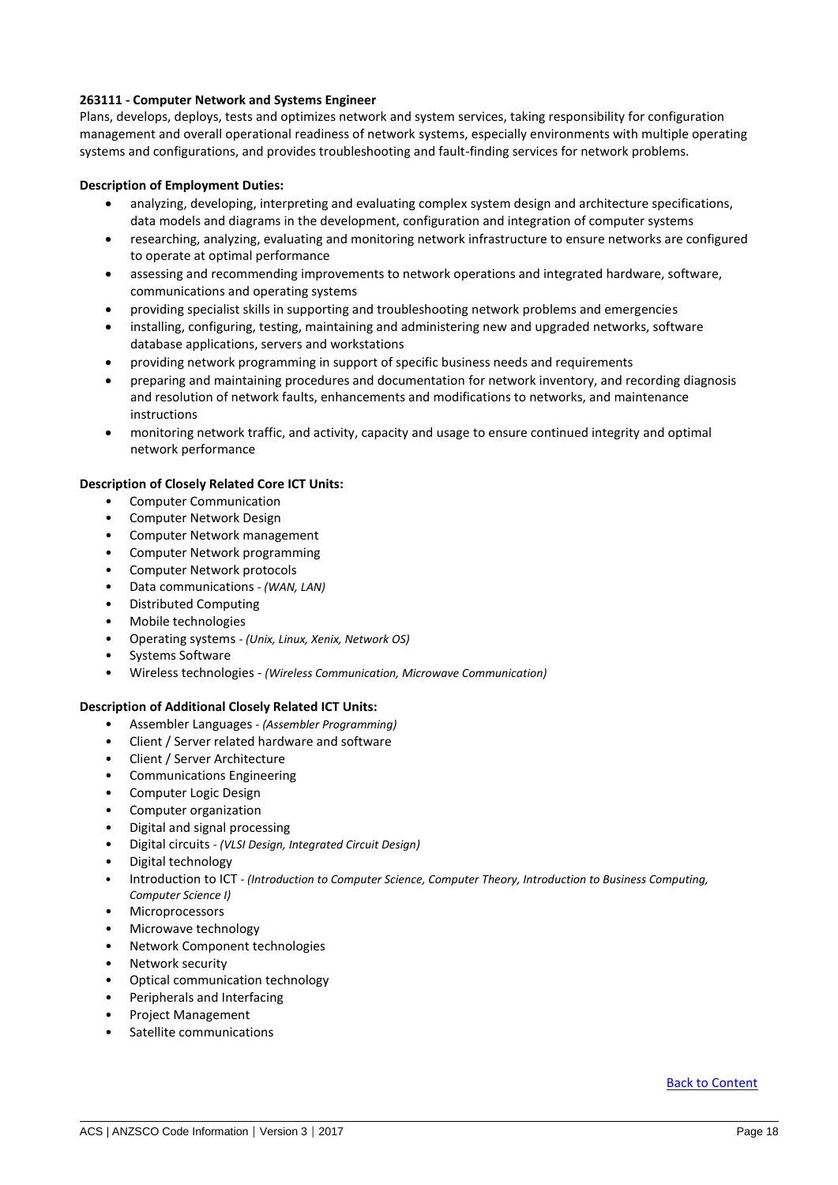**263111 - Computer Network and Systems Engineer**

Plans, develops, deploys, tests and optimizes network and system services, taking responsibility for configuration management and overall operational readiness of network systems, especially environments with multiple operating systems and configurations, and provides troubleshooting and fault-finding services for network problems.

**Description of Employment Duties:**

- analyzing, developing, interpreting and evaluating complex system design and architecture specifications, data models and diagrams in the development, configuration and integration of computer systems
- researching, analyzing, evaluating and monitoring network infrastructure to ensure networks are configured to operate at optimal performance
- assessing and recommending improvements to network operations and integrated hardware, software, communications and operating systems
- providing specialist skills in supporting and troubleshooting network problems and emergencies
- installing, configuring, testing, maintaining and administering new and upgraded networks, software database applications, servers and workstations
- providing network programming in support of specific business needs and requirements
- preparing and maintaining procedures and documentation for network inventory, and recording diagnosis and resolution of network faults, enhancements and modifications to networks, and maintenance instructions
- monitoring network traffic, and activity, capacity and usage to ensure continued integrity and optimal network performance

**Description of Closely Related Core ICT Units:**

- Computer Communication
- Computer Network Design
- Computer Network management
- Computer Network programming
- Computer Network protocols
- Data communications - *(WAN, LAN)*
- Distributed Computing
- Mobile technologies
- Operating systems - *(Unix, Linux, Xenix, Network OS)*
- Systems Software
- Wireless technologies - *(Wireless Communication, Microwave Communication)*

**Description of Additional Closely Related ICT Units:**

- Assembler Languages - *(Assembler Programming)*
- Client / Server related hardware and software
- Client / Server Architecture
- Communications Engineering
- Computer Logic Design
- Computer organization
- Digital and signal processing
- Digital circuits - *(VLSI Design, Integrated Circuit Design)*
- Digital technology
- Introduction to ICT - *(Introduction to Computer Science, Computer Theory, Introduction to Business Computing, Computer Science I)*
- Microprocessors
- Microwave technology
- Network Component technologies
- Network security
- Optical communication technology
- Peripherals and Interfacing
- Project Management
- Satellite communications

Back to Content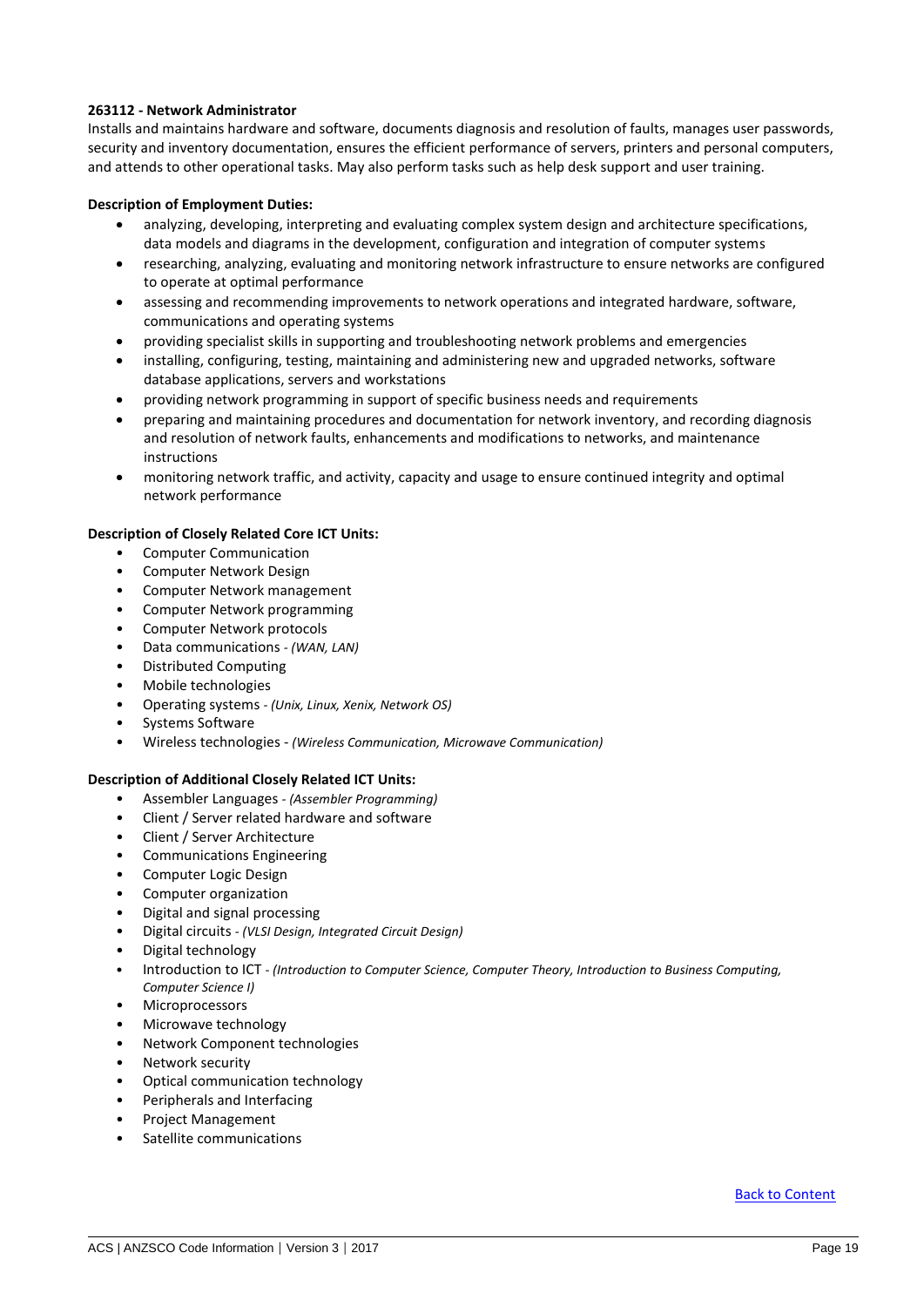**263112 - Network Administrator**

Installs and maintains hardware and software, documents diagnosis and resolution of faults, manages user passwords, security and inventory documentation, ensures the efficient performance of servers, printers and personal computers, and attends to other operational tasks. May also perform tasks such as help desk support and user training.

**Description of Employment Duties:**

- analyzing, developing, interpreting and evaluating complex system design and architecture specifications, data models and diagrams in the development, configuration and integration of computer systems
- researching, analyzing, evaluating and monitoring network infrastructure to ensure networks are configured to operate at optimal performance
- assessing and recommending improvements to network operations and integrated hardware, software, communications and operating systems
- providing specialist skills in supporting and troubleshooting network problems and emergencies
- installing, configuring, testing, maintaining and administering new and upgraded networks, software database applications, servers and workstations
- providing network programming in support of specific business needs and requirements
- preparing and maintaining procedures and documentation for network inventory, and recording diagnosis and resolution of network faults, enhancements and modifications to networks, and maintenance instructions
- monitoring network traffic, and activity, capacity and usage to ensure continued integrity and optimal network performance

**Description of Closely Related Core ICT Units:**

- Computer Communication
- Computer Network Design
- Computer Network management
- Computer Network programming
- Computer Network protocols
- Data communications - *(WAN, LAN)*
- Distributed Computing
- Mobile technologies
- Operating systems - *(Unix, Linux, Xenix, Network OS)*
- Systems Software
- Wireless technologies - *(Wireless Communication, Microwave Communication)*

**Description of Additional Closely Related ICT Units:**

- Assembler Languages - *(Assembler Programming)*
- Client / Server related hardware and software
- Client / Server Architecture
- Communications Engineering
- Computer Logic Design
- Computer organization
- Digital and signal processing
- Digital circuits - *(VLSI Design, Integrated Circuit Design)*
- Digital technology
- Introduction to ICT - *(Introduction to Computer Science, Computer Theory, Introduction to Business Computing, Computer Science I)*
- Microprocessors
- Microwave technology
- Network Component technologies
- Network security
- Optical communication technology
- Peripherals and Interfacing
- Project Management
- Satellite communications

Back to Content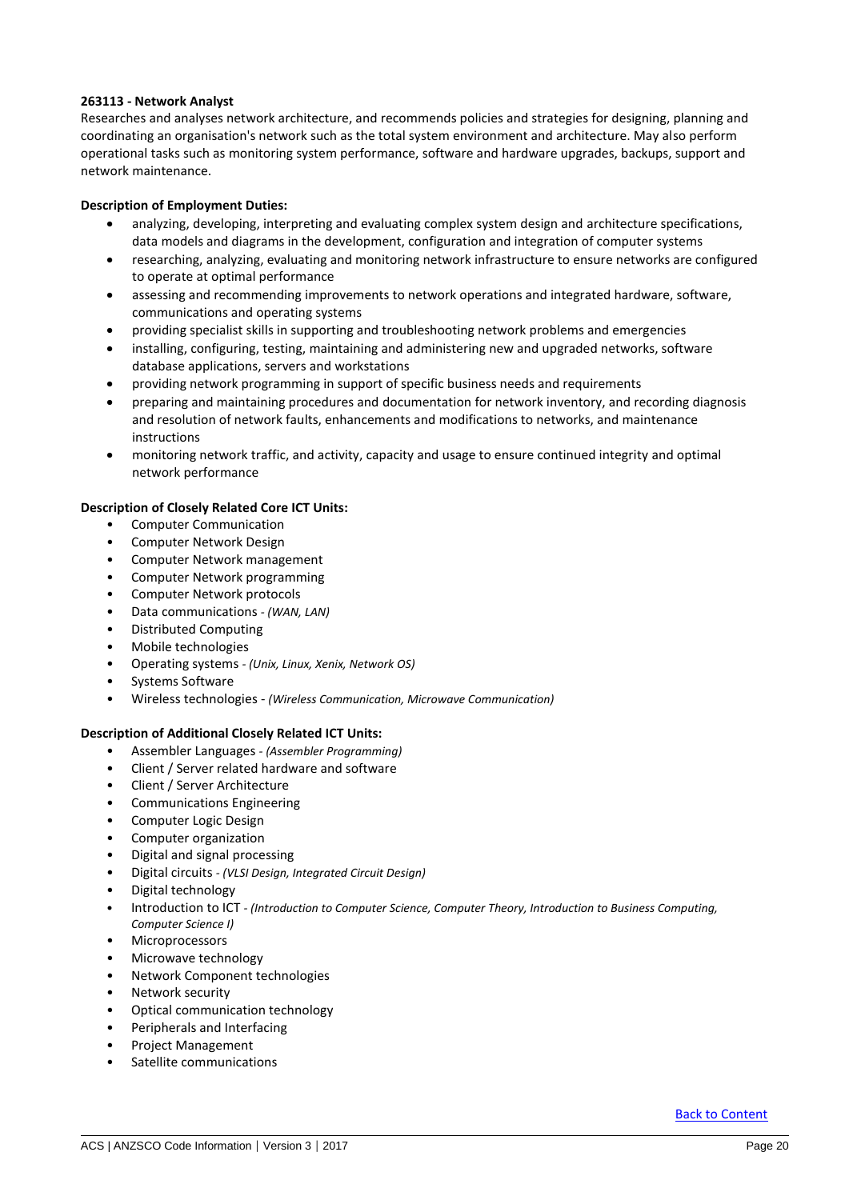**263113 - Network Analyst**

Researches and analyses network architecture, and recommends policies and strategies for designing, planning and coordinating an organisation's network such as the total system environment and architecture. May also perform operational tasks such as monitoring system performance, software and hardware upgrades, backups, support and network maintenance.

**Description of Employment Duties:**

- analyzing, developing, interpreting and evaluating complex system design and architecture specifications, data models and diagrams in the development, configuration and integration of computer systems
- researching, analyzing, evaluating and monitoring network infrastructure to ensure networks are configured to operate at optimal performance
- assessing and recommending improvements to network operations and integrated hardware, software, communications and operating systems
- providing specialist skills in supporting and troubleshooting network problems and emergencies
- installing, configuring, testing, maintaining and administering new and upgraded networks, software database applications, servers and workstations
- providing network programming in support of specific business needs and requirements
- preparing and maintaining procedures and documentation for network inventory, and recording diagnosis and resolution of network faults, enhancements and modifications to networks, and maintenance instructions
- monitoring network traffic, and activity, capacity and usage to ensure continued integrity and optimal network performance

**Description of Closely Related Core ICT Units:**

- Computer Communication
- Computer Network Design
- Computer Network management
- Computer Network programming
- Computer Network protocols
- Data communications - *(WAN, LAN)*
- Distributed Computing
- Mobile technologies
- Operating systems - *(Unix, Linux, Xenix, Network OS)*
- Systems Software
- Wireless technologies - *(Wireless Communication, Microwave Communication)*

**Description of Additional Closely Related ICT Units:**

- Assembler Languages - *(Assembler Programming)*
- Client / Server related hardware and software
- Client / Server Architecture
- Communications Engineering
- Computer Logic Design
- Computer organization
- Digital and signal processing
- Digital circuits - *(VLSI Design, Integrated Circuit Design)*
- Digital technology
- Introduction to ICT - *(Introduction to Computer Science, Computer Theory, Introduction to Business Computing, Computer Science I)*
- Microprocessors
- Microwave technology
- Network Component technologies
- Network security
- Optical communication technology
- Peripherals and Interfacing
- Project Management
- Satellite communications

Back to Content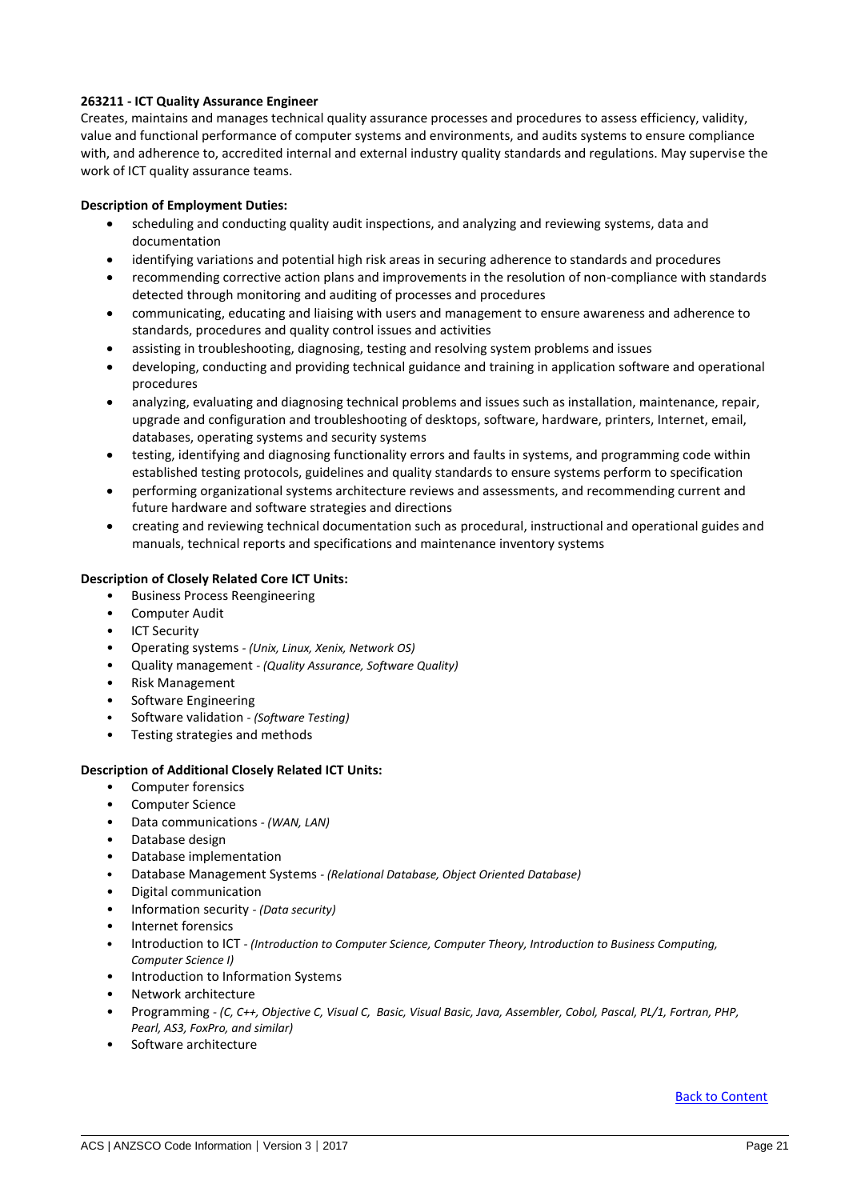**263211 - ICT Quality Assurance Engineer**

Creates, maintains and manages technical quality assurance processes and procedures to assess efficiency, validity, value and functional performance of computer systems and environments, and audits systems to ensure compliance with, and adherence to, accredited internal and external industry quality standards and regulations. May supervise the work of ICT quality assurance teams.

**Description of Employment Duties:**

- scheduling and conducting quality audit inspections, and analyzing and reviewing systems, data and documentation
- identifying variations and potential high risk areas in securing adherence to standards and procedures
- recommending corrective action plans and improvements in the resolution of non-compliance with standards detected through monitoring and auditing of processes and procedures
- communicating, educating and liaising with users and management to ensure awareness and adherence to standards, procedures and quality control issues and activities
- assisting in troubleshooting, diagnosing, testing and resolving system problems and issues
- developing, conducting and providing technical guidance and training in application software and operational procedures
- analyzing, evaluating and diagnosing technical problems and issues such as installation, maintenance, repair, upgrade and configuration and troubleshooting of desktops, software, hardware, printers, Internet, email, databases, operating systems and security systems
- testing, identifying and diagnosing functionality errors and faults in systems, and programming code within established testing protocols, guidelines and quality standards to ensure systems perform to specification
- performing organizational systems architecture reviews and assessments, and recommending current and future hardware and software strategies and directions
- creating and reviewing technical documentation such as procedural, instructional and operational guides and manuals, technical reports and specifications and maintenance inventory systems

**Description of Closely Related Core ICT Units:**

- Business Process Reengineering
- Computer Audit
- ICT Security
- Operating systems - *(Unix, Linux, Xenix, Network OS)*
- Quality management - *(Quality Assurance, Software Quality)*
- Risk Management
- Software Engineering
- Software validation - *(Software Testing)*
- Testing strategies and methods

**Description of Additional Closely Related ICT Units:**

- Computer forensics
- Computer Science
- Data communications - *(WAN, LAN)*
- Database design
- Database implementation
- Database Management Systems - *(Relational Database, Object Oriented Database)*
- Digital communication
- Information security - *(Data security)*
- Internet forensics
- Introduction to ICT - *(Introduction to Computer Science, Computer Theory, Introduction to Business Computing, Computer Science I)*
- Introduction to Information Systems
- Network architecture
- Programming - *(C, C++, Objective C, Visual C, Basic, Visual Basic, Java, Assembler, Cobol, Pascal, PL/1, Fortran, PHP, Pearl, AS3, FoxPro, and similar)*
- Software architecture

Back to Content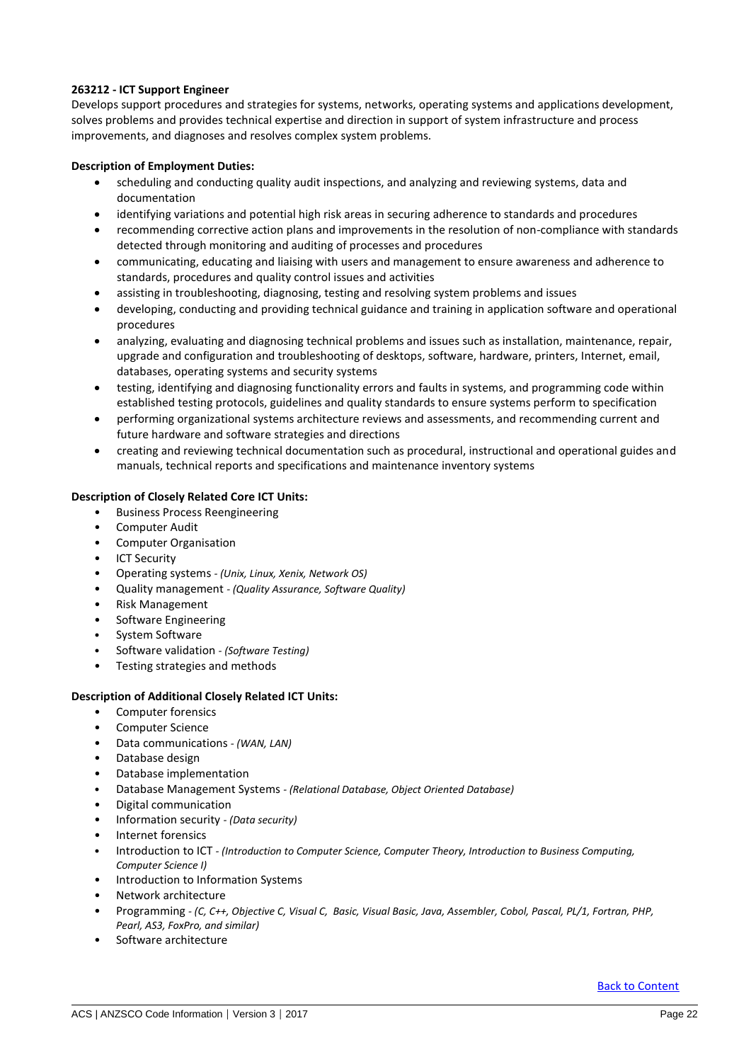**263212 - ICT Support Engineer**

Develops support procedures and strategies for systems, networks, operating systems and applications development, solves problems and provides technical expertise and direction in support of system infrastructure and process improvements, and diagnoses and resolves complex system problems.

**Description of Employment Duties:**

- scheduling and conducting quality audit inspections, and analyzing and reviewing systems, data and documentation
- identifying variations and potential high risk areas in securing adherence to standards and procedures
- recommending corrective action plans and improvements in the resolution of non-compliance with standards detected through monitoring and auditing of processes and procedures
- communicating, educating and liaising with users and management to ensure awareness and adherence to standards, procedures and quality control issues and activities
- assisting in troubleshooting, diagnosing, testing and resolving system problems and issues
- developing, conducting and providing technical guidance and training in application software and operational procedures
- analyzing, evaluating and diagnosing technical problems and issues such as installation, maintenance, repair, upgrade and configuration and troubleshooting of desktops, software, hardware, printers, Internet, email, databases, operating systems and security systems
- testing, identifying and diagnosing functionality errors and faults in systems, and programming code within established testing protocols, guidelines and quality standards to ensure systems perform to specification
- performing organizational systems architecture reviews and assessments, and recommending current and future hardware and software strategies and directions
- creating and reviewing technical documentation such as procedural, instructional and operational guides and manuals, technical reports and specifications and maintenance inventory systems

**Description of Closely Related Core ICT Units:**

- Business Process Reengineering
- Computer Audit
- Computer Organisation
- ICT Security
- Operating systems - *(Unix, Linux, Xenix, Network OS)*
- Quality management - *(Quality Assurance, Software Quality)*
- Risk Management
- Software Engineering
- System Software
- Software validation - *(Software Testing)*
- Testing strategies and methods

**Description of Additional Closely Related ICT Units:**

- Computer forensics
- Computer Science
- Data communications - *(WAN, LAN)*
- Database design
- Database implementation
- Database Management Systems - *(Relational Database, Object Oriented Database)*
- Digital communication
- Information security - *(Data security)*
- Internet forensics
- Introduction to ICT - *(Introduction to Computer Science, Computer Theory, Introduction to Business Computing, Computer Science I)*
- Introduction to Information Systems
- Network architecture
- Programming - *(C, C++, Objective C, Visual C, Basic, Visual Basic, Java, Assembler, Cobol, Pascal, PL/1, Fortran, PHP, Pearl, AS3, FoxPro, and similar)*
- Software architecture

Back to Content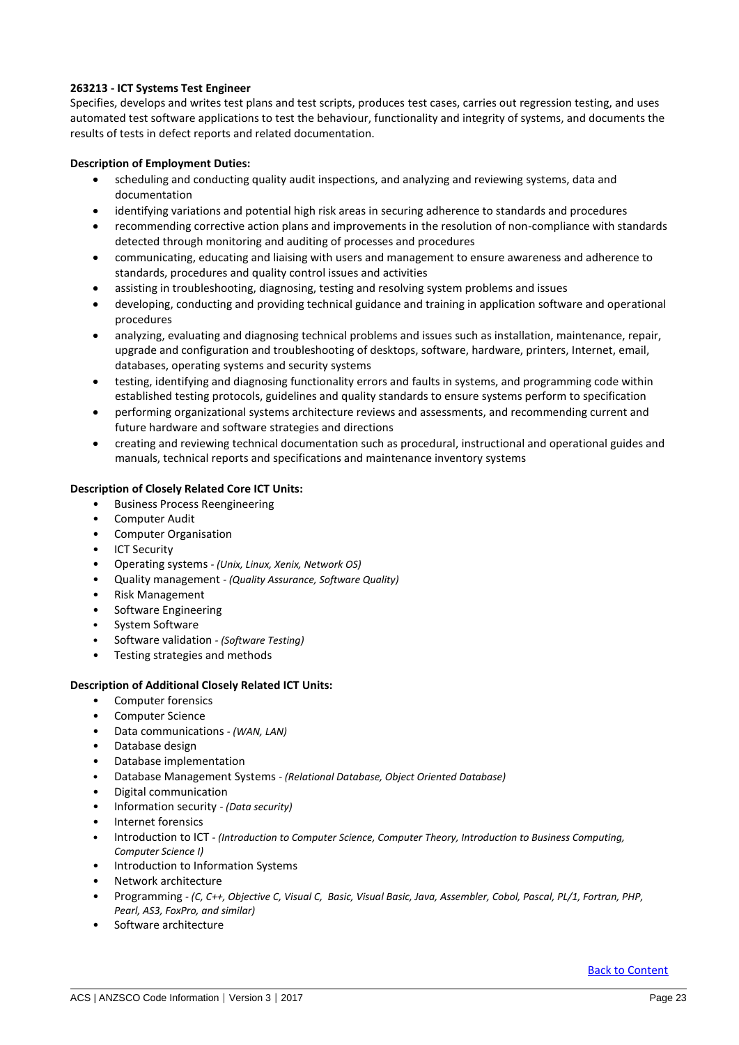**263213 - ICT Systems Test Engineer**

Specifies, develops and writes test plans and test scripts, produces test cases, carries out regression testing, and uses automated test software applications to test the behaviour, functionality and integrity of systems, and documents the results of tests in defect reports and related documentation.

**Description of Employment Duties:**

- scheduling and conducting quality audit inspections, and analyzing and reviewing systems, data and documentation
- identifying variations and potential high risk areas in securing adherence to standards and procedures
- recommending corrective action plans and improvements in the resolution of non-compliance with standards detected through monitoring and auditing of processes and procedures
- communicating, educating and liaising with users and management to ensure awareness and adherence to standards, procedures and quality control issues and activities
- assisting in troubleshooting, diagnosing, testing and resolving system problems and issues
- developing, conducting and providing technical guidance and training in application software and operational procedures
- analyzing, evaluating and diagnosing technical problems and issues such as installation, maintenance, repair, upgrade and configuration and troubleshooting of desktops, software, hardware, printers, Internet, email, databases, operating systems and security systems
- testing, identifying and diagnosing functionality errors and faults in systems, and programming code within established testing protocols, guidelines and quality standards to ensure systems perform to specification
- performing organizational systems architecture reviews and assessments, and recommending current and future hardware and software strategies and directions
- creating and reviewing technical documentation such as procedural, instructional and operational guides and manuals, technical reports and specifications and maintenance inventory systems

**Description of Closely Related Core ICT Units:**

- Business Process Reengineering
- Computer Audit
- Computer Organisation
- ICT Security
- Operating systems - *(Unix, Linux, Xenix, Network OS)*
- Quality management - *(Quality Assurance, Software Quality)*
- Risk Management
- Software Engineering
- System Software
- Software validation - *(Software Testing)*
- Testing strategies and methods

**Description of Additional Closely Related ICT Units:**

- Computer forensics
- Computer Science
- Data communications - *(WAN, LAN)*
- Database design
- Database implementation
- Database Management Systems - *(Relational Database, Object Oriented Database)*
- Digital communication
- Information security - *(Data security)*
- Internet forensics
- Introduction to ICT - *(Introduction to Computer Science, Computer Theory, Introduction to Business Computing, Computer Science I)*
- Introduction to Information Systems
- Network architecture
- Programming - *(C, C++, Objective C, Visual C, Basic, Visual Basic, Java, Assembler, Cobol, Pascal, PL/1, Fortran, PHP, Pearl, AS3, FoxPro, and similar)*
- Software architecture

Back to Content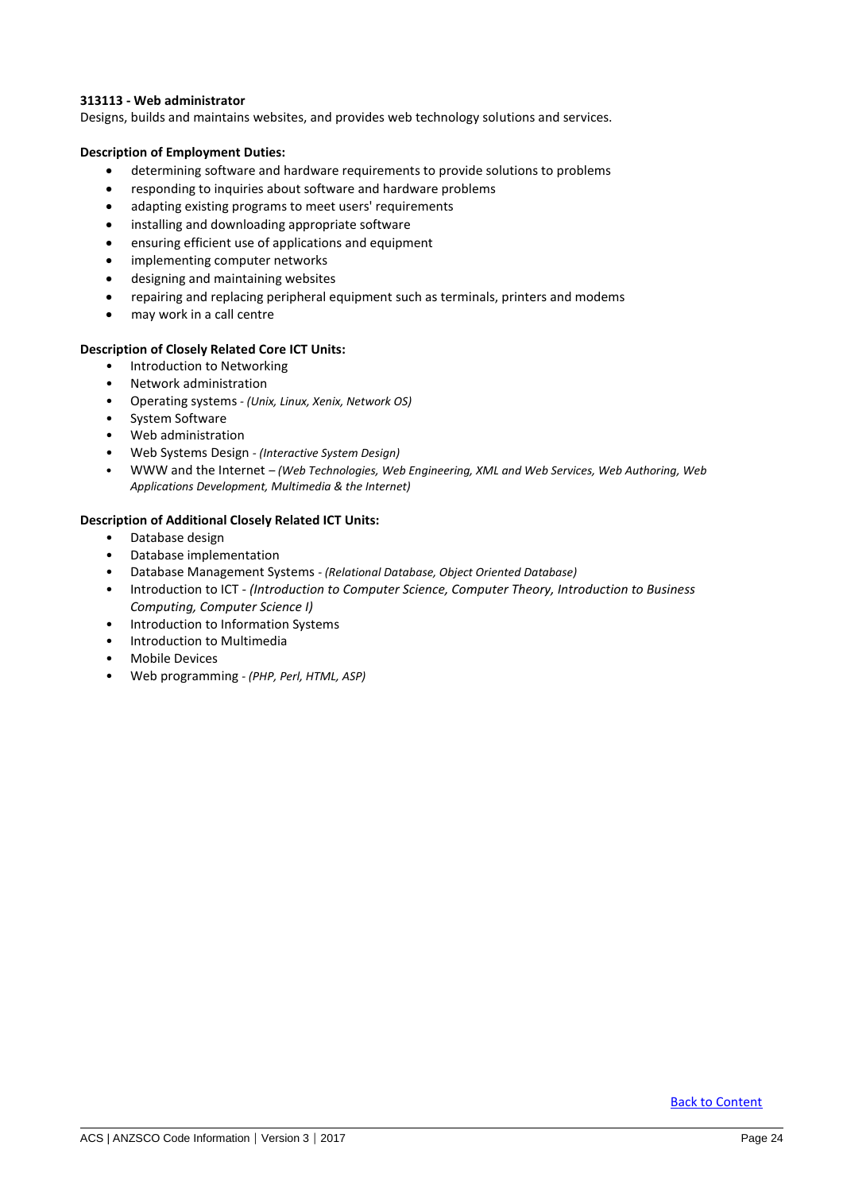**313113 - Web administrator**

Designs, builds and maintains websites, and provides web technology solutions and services.

**Description of Employment Duties:**

- determining software and hardware requirements to provide solutions to problems
- responding to inquiries about software and hardware problems
- adapting existing programs to meet users' requirements
- installing and downloading appropriate software
- ensuring efficient use of applications and equipment
- implementing computer networks
- designing and maintaining websites
- repairing and replacing peripheral equipment such as terminals, printers and modems
- may work in a call centre

**Description of Closely Related Core ICT Units:**

- Introduction to Networking
- Network administration
- Operating systems - *(Unix, Linux, Xenix, Network OS)*
- System Software
- Web administration
- Web Systems Design - *(Interactive System Design)*
- WWW and the Internet – *(Web Technologies, Web Engineering, XML and Web Services, Web Authoring, Web Applications Development, Multimedia & the Internet)*

**Description of Additional Closely Related ICT Units:**

- Database design
- Database implementation
- Database Management Systems - *(Relational Database, Object Oriented Database)*
- Introduction to ICT - *(Introduction to Computer Science, Computer Theory, Introduction to Business Computing, Computer Science I)*
- Introduction to Information Systems
- Introduction to Multimedia
- Mobile Devices
- Web programming - *(PHP, Perl, HTML, ASP)*

Back to Content